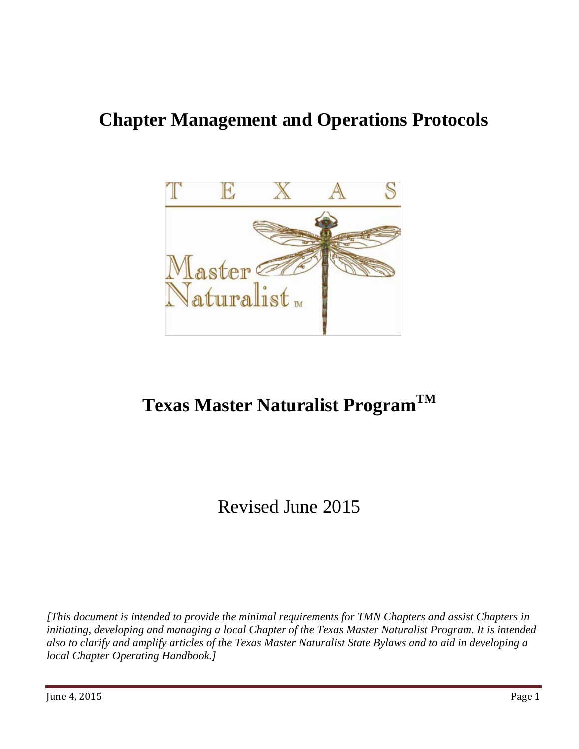# Chapter Management and Operations Protocols

# Texas Master Naturalist Program™

Revised June 2015

*[This document is intended to provide the minimal requirements for TMN Chapters and assist Chapters in initiating, developing and managing a local Chapter of the Texas Master Naturalist Program. It is intended also to clarify and amplify articles of the Texas Master Naturalist State Bylaws and to aid in developing a local Chapter Operating Handbook.]*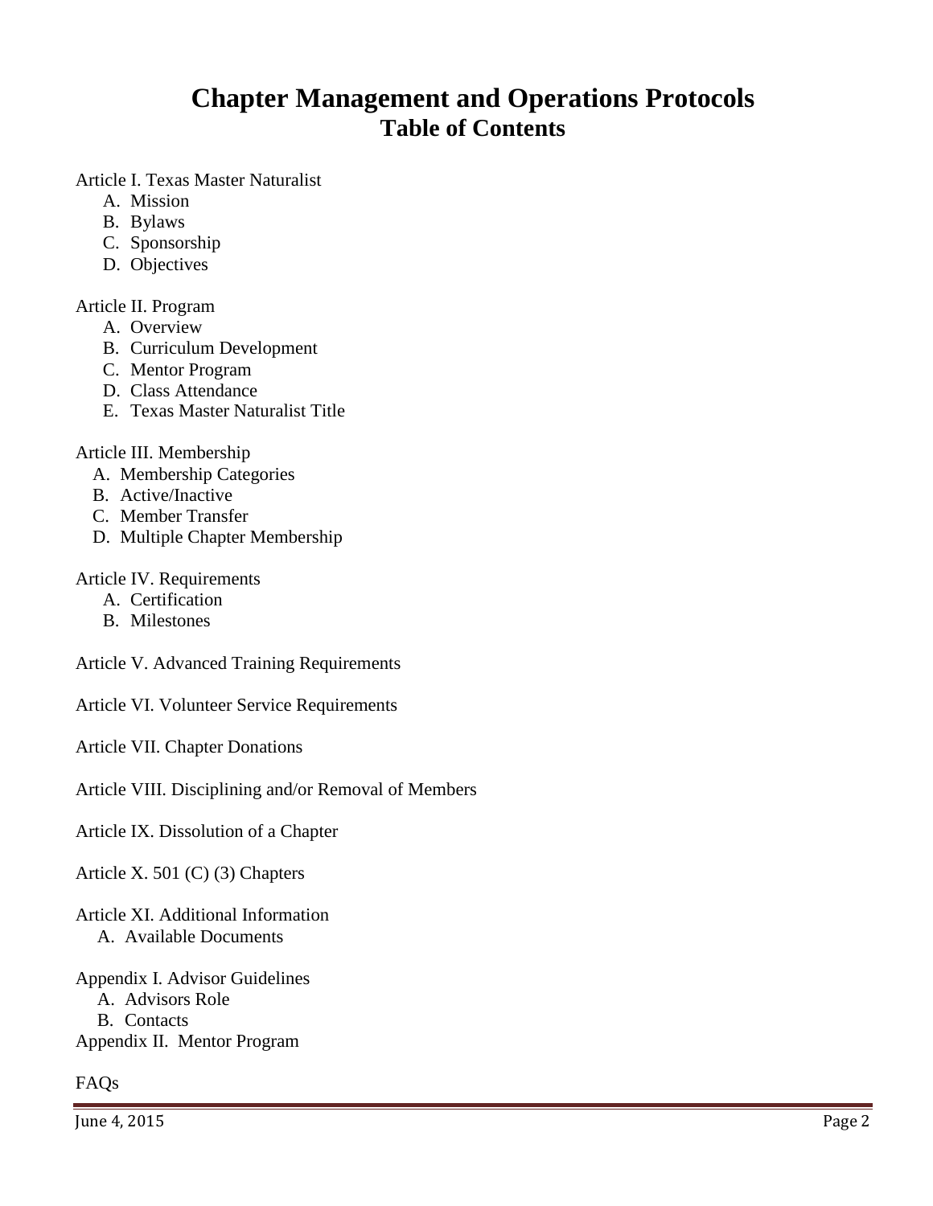# Chapter Management and Operations Protocols

## Table of Contents

Article I. Texas Master Naturalist

- A. Mission
- B. Bylaws
- C. Sponsorship
- D. Objectives

Article II. Program

- A. Overview
- B. Curriculum Development
- C. Mentor Program
- D. Class Attendance
- E. Texas Master Naturalist Title

Article III. Membership

- A. Membership Categories
- B. Active/Inactive
- C. Member Transfer
- D. Multiple Chapter Membership

Article IV. Requirements

- A. Certification
- B. Milestones

Article V. Advanced Training Requirements

Article VI. Volunteer Service Requirements

Article VII. Chapter Donations

Article VIII. Disciplining and/or Removal of Members

Article IX. Dissolution of a Chapter

Article X. 501 (C) (3) Chapters

Article XI. Additional Information

- A. Available Documents

Appendix I. Advisor Guidelines

- A. Advisors Role
- B. Contacts

Appendix II. Mentor Program

FAQs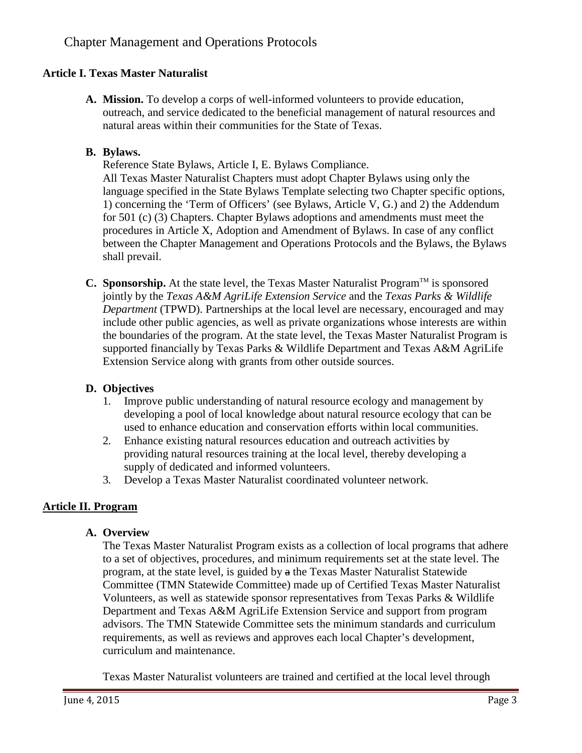Chapter Management and Operations Protocols

**Article I. Texas Master Naturalist**

**A. Mission.** To develop a corps of well-informed volunteers to provide education, outreach, and service dedicated to the beneficial management of natural resources and natural areas within their communities for the State of Texas.

**B. Bylaws.**
Reference State Bylaws, Article I, E. Bylaws Compliance.
All Texas Master Naturalist Chapters must adopt Chapter Bylaws using only the language specified in the State Bylaws Template selecting two Chapter specific options, 1) concerning the 'Term of Officers' (see Bylaws, Article V, G.) and 2) the Addendum for 501 (c) (3) Chapters. Chapter Bylaws adoptions and amendments must meet the procedures in Article X, Adoption and Amendment of Bylaws. In case of any conflict between the Chapter Management and Operations Protocols and the Bylaws, the Bylaws shall prevail.

**C. Sponsorship.** At the state level, the Texas Master Naturalist Program™ is sponsored jointly by the *Texas A&M AgriLife Extension Service* and the *Texas Parks & Wildlife Department* (TPWD). Partnerships at the local level are necessary, encouraged and may include other public agencies, as well as private organizations whose interests are within the boundaries of the program. At the state level, the Texas Master Naturalist Program is supported financially by Texas Parks & Wildlife Department and Texas A&M AgriLife Extension Service along with grants from other outside sources.

**D. Objectives**

1. Improve public understanding of natural resource ecology and management by developing a pool of local knowledge about natural resource ecology that can be used to enhance education and conservation efforts within local communities.
2. Enhance existing natural resources education and outreach activities by providing natural resources training at the local level, thereby developing a supply of dedicated and informed volunteers.
3. Develop a Texas Master Naturalist coordinated volunteer network.

**Article II. Program**

**A. Overview**
The Texas Master Naturalist Program exists as a collection of local programs that adhere to a set of objectives, procedures, and minimum requirements set at the state level. The program, at the state level, is guided by ~~a~~ the Texas Master Naturalist Statewide Committee (TMN Statewide Committee) made up of Certified Texas Master Naturalist Volunteers, as well as statewide sponsor representatives from Texas Parks & Wildlife Department and Texas A&M AgriLife Extension Service and support from program advisors. The TMN Statewide Committee sets the minimum standards and curriculum requirements, as well as reviews and approves each local Chapter's development, curriculum and maintenance.

Texas Master Naturalist volunteers are trained and certified at the local level through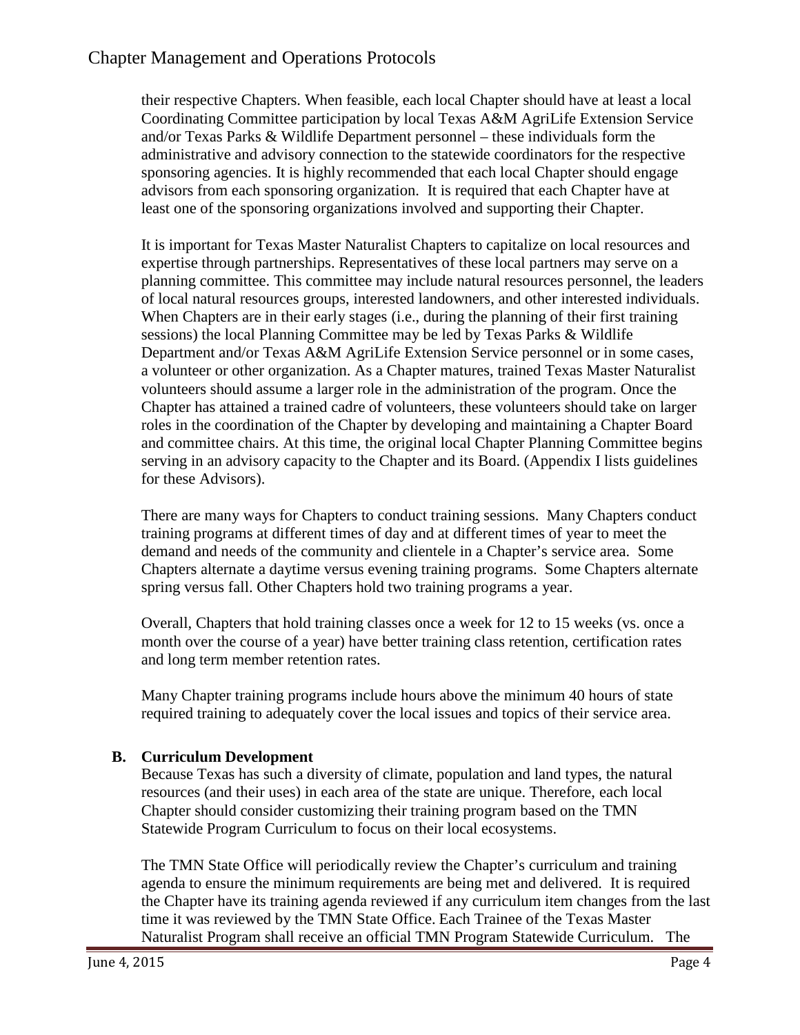their respective Chapters. When feasible, each local Chapter should have at least a local Coordinating Committee participation by local Texas A&M AgriLife Extension Service and/or Texas Parks & Wildlife Department personnel – these individuals form the administrative and advisory connection to the statewide coordinators for the respective sponsoring agencies. It is highly recommended that each local Chapter should engage advisors from each sponsoring organization. It is required that each Chapter have at least one of the sponsoring organizations involved and supporting their Chapter.

It is important for Texas Master Naturalist Chapters to capitalize on local resources and expertise through partnerships. Representatives of these local partners may serve on a planning committee. This committee may include natural resources personnel, the leaders of local natural resources groups, interested landowners, and other interested individuals. When Chapters are in their early stages (i.e., during the planning of their first training sessions) the local Planning Committee may be led by Texas Parks & Wildlife Department and/or Texas A&M AgriLife Extension Service personnel or in some cases, a volunteer or other organization. As a Chapter matures, trained Texas Master Naturalist volunteers should assume a larger role in the administration of the program. Once the Chapter has attained a trained cadre of volunteers, these volunteers should take on larger roles in the coordination of the Chapter by developing and maintaining a Chapter Board and committee chairs. At this time, the original local Chapter Planning Committee begins serving in an advisory capacity to the Chapter and its Board. (Appendix I lists guidelines for these Advisors).

There are many ways for Chapters to conduct training sessions. Many Chapters conduct training programs at different times of day and at different times of year to meet the demand and needs of the community and clientele in a Chapter's service area. Some Chapters alternate a daytime versus evening training programs. Some Chapters alternate spring versus fall. Other Chapters hold two training programs a year.

Overall, Chapters that hold training classes once a week for 12 to 15 weeks (vs. once a month over the course of a year) have better training class retention, certification rates and long term member retention rates.

Many Chapter training programs include hours above the minimum 40 hours of state required training to adequately cover the local issues and topics of their service area.

**B. Curriculum Development**

Because Texas has such a diversity of climate, population and land types, the natural resources (and their uses) in each area of the state are unique. Therefore, each local Chapter should consider customizing their training program based on the TMN Statewide Program Curriculum to focus on their local ecosystems.

The TMN State Office will periodically review the Chapter's curriculum and training agenda to ensure the minimum requirements are being met and delivered. It is required the Chapter have its training agenda reviewed if any curriculum item changes from the last time it was reviewed by the TMN State Office. Each Trainee of the Texas Master Naturalist Program shall receive an official TMN Program Statewide Curriculum. The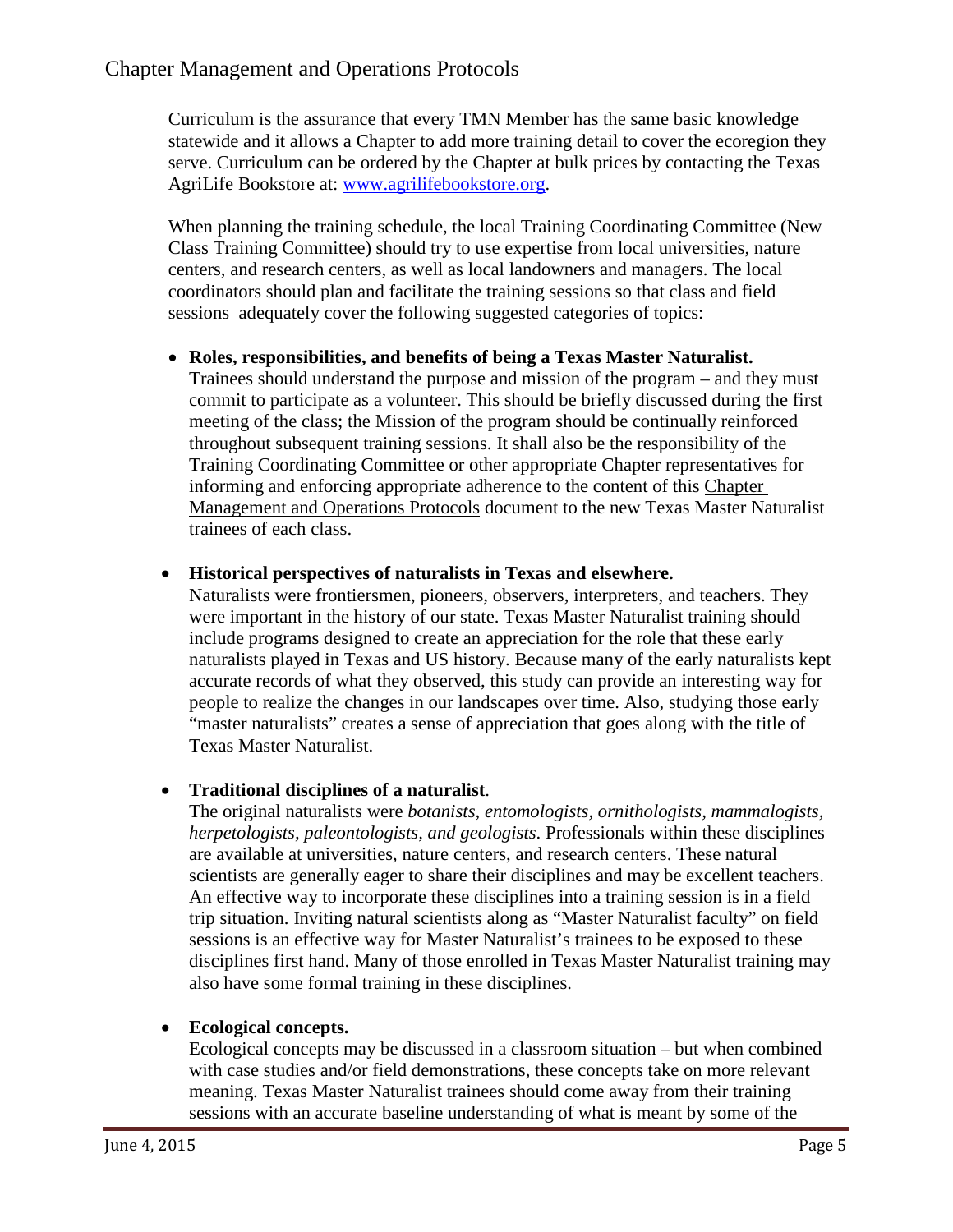Curriculum is the assurance that every TMN Member has the same basic knowledge statewide and it allows a Chapter to add more training detail to cover the ecoregion they serve. Curriculum can be ordered by the Chapter at bulk prices by contacting the Texas AgriLife Bookstore at: [www.agrilifebookstore.org](http://www.agrilifebookstore.org).

When planning the training schedule, the local Training Coordinating Committee (New Class Training Committee) should try to use expertise from local universities, nature centers, and research centers, as well as local landowners and managers. The local coordinators should plan and facilitate the training sessions so that class and field sessions adequately cover the following suggested categories of topics:

- **Roles, responsibilities, and benefits of being a Texas Master Naturalist.**
  Trainees should understand the purpose and mission of the program – and they must commit to participate as a volunteer. This should be briefly discussed during the first meeting of the class; the Mission of the program should be continually reinforced throughout subsequent training sessions. It shall also be the responsibility of the Training Coordinating Committee or other appropriate Chapter representatives for informing and enforcing appropriate adherence to the content of this Chapter Management and Operations Protocols document to the new Texas Master Naturalist trainees of each class.

- **Historical perspectives of naturalists in Texas and elsewhere.**
  Naturalists were frontiersmen, pioneers, observers, interpreters, and teachers. They were important in the history of our state. Texas Master Naturalist training should include programs designed to create an appreciation for the role that these early naturalists played in Texas and US history. Because many of the early naturalists kept accurate records of what they observed, this study can provide an interesting way for people to realize the changes in our landscapes over time. Also, studying those early "master naturalists" creates a sense of appreciation that goes along with the title of Texas Master Naturalist.

- **Traditional disciplines of a naturalist**.
  The original naturalists were *botanists, entomologists, ornithologists, mammalogists, herpetologists, paleontologists, and geologists*. Professionals within these disciplines are available at universities, nature centers, and research centers. These natural scientists are generally eager to share their disciplines and may be excellent teachers. An effective way to incorporate these disciplines into a training session is in a field trip situation. Inviting natural scientists along as "Master Naturalist faculty" on field sessions is an effective way for Master Naturalist's trainees to be exposed to these disciplines first hand. Many of those enrolled in Texas Master Naturalist training may also have some formal training in these disciplines.

- **Ecological concepts.**
  Ecological concepts may be discussed in a classroom situation – but when combined with case studies and/or field demonstrations, these concepts take on more relevant meaning. Texas Master Naturalist trainees should come away from their training sessions with an accurate baseline understanding of what is meant by some of the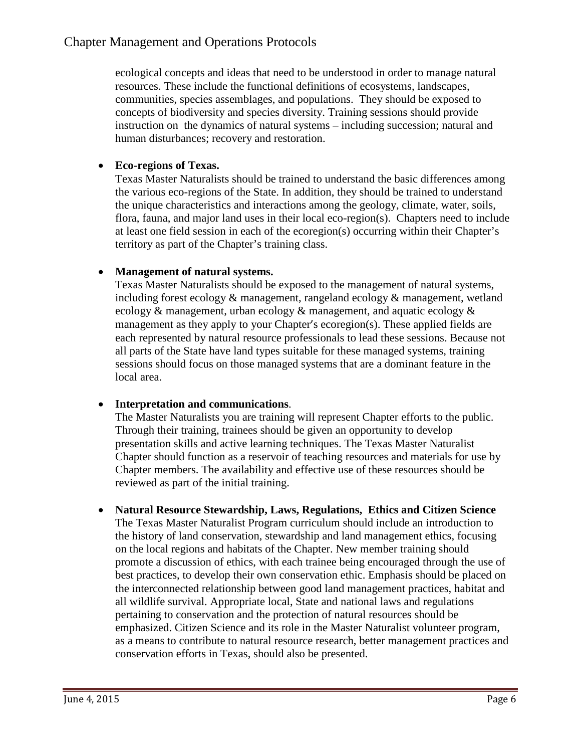ecological concepts and ideas that need to be understood in order to manage natural resources. These include the functional definitions of ecosystems, landscapes, communities, species assemblages, and populations. They should be exposed to concepts of biodiversity and species diversity. Training sessions should provide instruction on the dynamics of natural systems – including succession; natural and human disturbances; recovery and restoration.

- **Eco-regions of Texas.**
  Texas Master Naturalists should be trained to understand the basic differences among the various eco-regions of the State. In addition, they should be trained to understand the unique characteristics and interactions among the geology, climate, water, soils, flora, fauna, and major land uses in their local eco-region(s). Chapters need to include at least one field session in each of the ecoregion(s) occurring within their Chapter's territory as part of the Chapter's training class.

- **Management of natural systems.**
  Texas Master Naturalists should be exposed to the management of natural systems, including forest ecology & management, rangeland ecology & management, wetland ecology & management, urban ecology & management, and aquatic ecology & management as they apply to your Chapter's ecoregion(s). These applied fields are each represented by natural resource professionals to lead these sessions. Because not all parts of the State have land types suitable for these managed systems, training sessions should focus on those managed systems that are a dominant feature in the local area.

- **Interpretation and communications**.
  The Master Naturalists you are training will represent Chapter efforts to the public. Through their training, trainees should be given an opportunity to develop presentation skills and active learning techniques. The Texas Master Naturalist Chapter should function as a reservoir of teaching resources and materials for use by Chapter members. The availability and effective use of these resources should be reviewed as part of the initial training.

- **Natural Resource Stewardship, Laws, Regulations, Ethics and Citizen Science**
  The Texas Master Naturalist Program curriculum should include an introduction to the history of land conservation, stewardship and land management ethics, focusing on the local regions and habitats of the Chapter. New member training should promote a discussion of ethics, with each trainee being encouraged through the use of best practices, to develop their own conservation ethic. Emphasis should be placed on the interconnected relationship between good land management practices, habitat and all wildlife survival. Appropriate local, State and national laws and regulations pertaining to conservation and the protection of natural resources should be emphasized. Citizen Science and its role in the Master Naturalist volunteer program, as a means to contribute to natural resource research, better management practices and conservation efforts in Texas, should also be presented.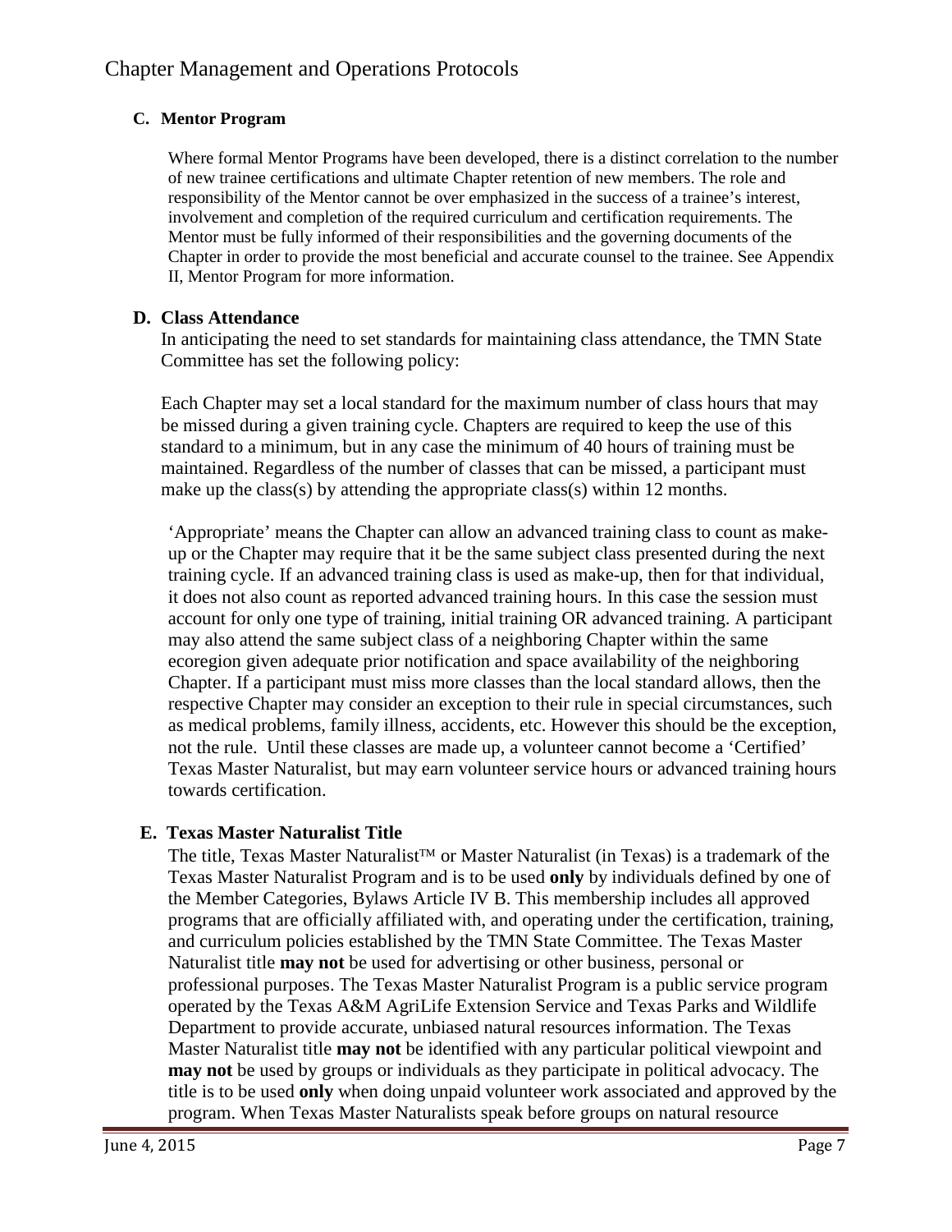### C. Mentor Program

Where formal Mentor Programs have been developed, there is a distinct correlation to the number of new trainee certifications and ultimate Chapter retention of new members. The role and responsibility of the Mentor cannot be over emphasized in the success of a trainee's interest, involvement and completion of the required curriculum and certification requirements. The Mentor must be fully informed of their responsibilities and the governing documents of the Chapter in order to provide the most beneficial and accurate counsel to the trainee. See Appendix II, Mentor Program for more information.

### D. Class Attendance

In anticipating the need to set standards for maintaining class attendance, the TMN State Committee has set the following policy:

Each Chapter may set a local standard for the maximum number of class hours that may be missed during a given training cycle. Chapters are required to keep the use of this standard to a minimum, but in any case the minimum of 40 hours of training must be maintained. Regardless of the number of classes that can be missed, a participant must make up the class(s) by attending the appropriate class(s) within 12 months.

'Appropriate' means the Chapter can allow an advanced training class to count as make-up or the Chapter may require that it be the same subject class presented during the next training cycle. If an advanced training class is used as make-up, then for that individual, it does not also count as reported advanced training hours. In this case the session must account for only one type of training, initial training OR advanced training. A participant may also attend the same subject class of a neighboring Chapter within the same ecoregion given adequate prior notification and space availability of the neighboring Chapter. If a participant must miss more classes than the local standard allows, then the respective Chapter may consider an exception to their rule in special circumstances, such as medical problems, family illness, accidents, etc. However this should be the exception, not the rule. Until these classes are made up, a volunteer cannot become a 'Certified' Texas Master Naturalist, but may earn volunteer service hours or advanced training hours towards certification.

### E. Texas Master Naturalist Title

The title, Texas Master Naturalist™ or Master Naturalist (in Texas) is a trademark of the Texas Master Naturalist Program and is to be used **only** by individuals defined by one of the Member Categories, Bylaws Article IV B. This membership includes all approved programs that are officially affiliated with, and operating under the certification, training, and curriculum policies established by the TMN State Committee. The Texas Master Naturalist title **may not** be used for advertising or other business, personal or professional purposes. The Texas Master Naturalist Program is a public service program operated by the Texas A&M AgriLife Extension Service and Texas Parks and Wildlife Department to provide accurate, unbiased natural resources information. The Texas Master Naturalist title **may not** be identified with any particular political viewpoint and **may not** be used by groups or individuals as they participate in political advocacy. The title is to be used **only** when doing unpaid volunteer work associated and approved by the program. When Texas Master Naturalists speak before groups on natural resource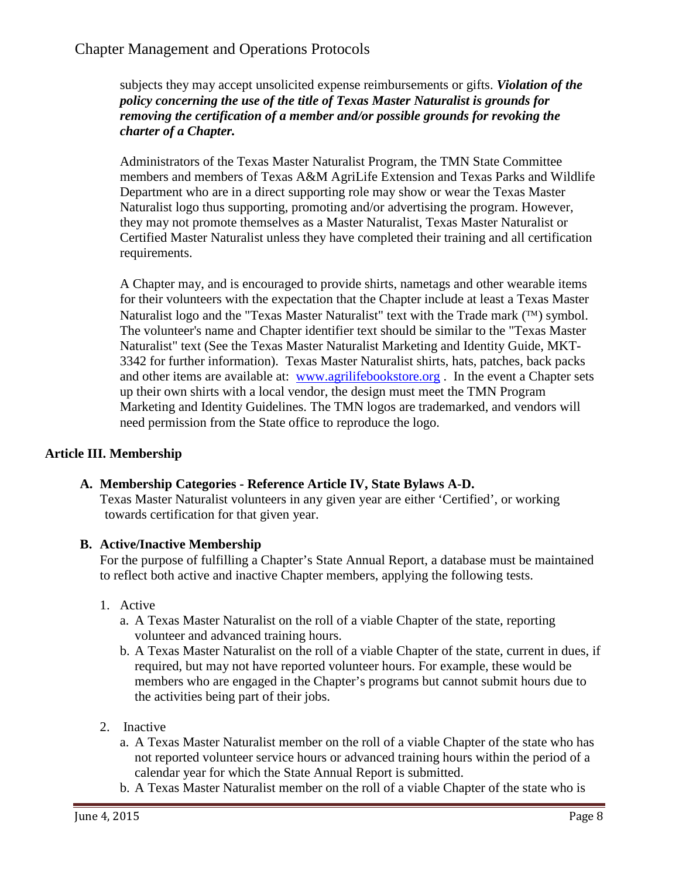subjects they may accept unsolicited expense reimbursements or gifts. ***Violation of the policy concerning the use of the title of Texas Master Naturalist is grounds for removing the certification of a member and/or possible grounds for revoking the charter of a Chapter.***

Administrators of the Texas Master Naturalist Program, the TMN State Committee members and members of Texas A&M AgriLife Extension and Texas Parks and Wildlife Department who are in a direct supporting role may show or wear the Texas Master Naturalist logo thus supporting, promoting and/or advertising the program. However, they may not promote themselves as a Master Naturalist, Texas Master Naturalist or Certified Master Naturalist unless they have completed their training and all certification requirements.

A Chapter may, and is encouraged to provide shirts, nametags and other wearable items for their volunteers with the expectation that the Chapter include at least a Texas Master Naturalist logo and the "Texas Master Naturalist" text with the Trade mark (™) symbol. The volunteer's name and Chapter identifier text should be similar to the "Texas Master Naturalist" text (See the Texas Master Naturalist Marketing and Identity Guide, MKT-3342 for further information). Texas Master Naturalist shirts, hats, patches, back packs and other items are available at: [www.agrilifebookstore.org](http://www.agrilifebookstore.org) . In the event a Chapter sets up their own shirts with a local vendor, the design must meet the TMN Program Marketing and Identity Guidelines. The TMN logos are trademarked, and vendors will need permission from the State office to reproduce the logo.

## Article III. Membership

### A. Membership Categories - Reference Article IV, State Bylaws A-D.

Texas Master Naturalist volunteers in any given year are either 'Certified', or working towards certification for that given year.

### B. Active/Inactive Membership

For the purpose of fulfilling a Chapter's State Annual Report, a database must be maintained to reflect both active and inactive Chapter members, applying the following tests.

1. Active
   a. A Texas Master Naturalist on the roll of a viable Chapter of the state, reporting volunteer and advanced training hours.
   b. A Texas Master Naturalist on the roll of a viable Chapter of the state, current in dues, if required, but may not have reported volunteer hours. For example, these would be members who are engaged in the Chapter's programs but cannot submit hours due to the activities being part of their jobs.

2. Inactive
   a. A Texas Master Naturalist member on the roll of a viable Chapter of the state who has not reported volunteer service hours or advanced training hours within the period of a calendar year for which the State Annual Report is submitted.
   b. A Texas Master Naturalist member on the roll of a viable Chapter of the state who is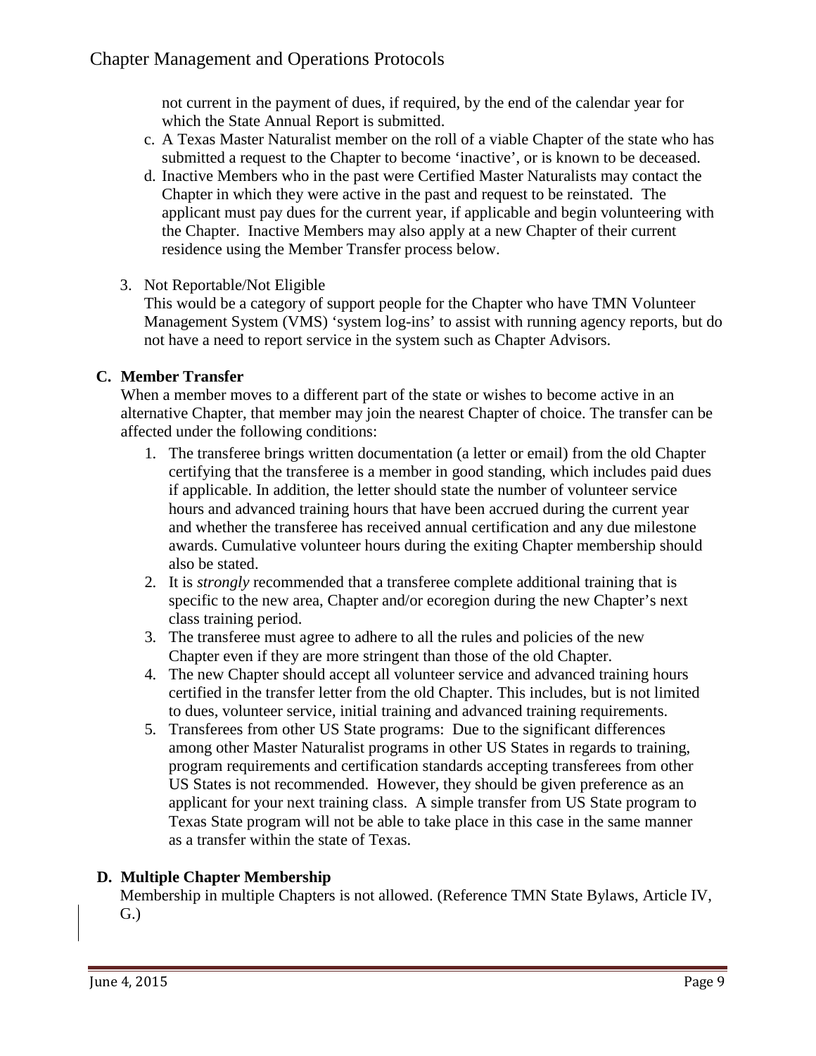not current in the payment of dues, if required, by the end of the calendar year for which the State Annual Report is submitted.

c. A Texas Master Naturalist member on the roll of a viable Chapter of the state who has submitted a request to the Chapter to become 'inactive', or is known to be deceased.

d. Inactive Members who in the past were Certified Master Naturalists may contact the Chapter in which they were active in the past and request to be reinstated. The applicant must pay dues for the current year, if applicable and begin volunteering with the Chapter. Inactive Members may also apply at a new Chapter of their current residence using the Member Transfer process below.

3. Not Reportable/Not Eligible

   This would be a category of support people for the Chapter who have TMN Volunteer Management System (VMS) 'system log-ins' to assist with running agency reports, but do not have a need to report service in the system such as Chapter Advisors.

**C. Member Transfer**

When a member moves to a different part of the state or wishes to become active in an alternative Chapter, that member may join the nearest Chapter of choice. The transfer can be affected under the following conditions:

1. The transferee brings written documentation (a letter or email) from the old Chapter certifying that the transferee is a member in good standing, which includes paid dues if applicable. In addition, the letter should state the number of volunteer service hours and advanced training hours that have been accrued during the current year and whether the transferee has received annual certification and any due milestone awards. Cumulative volunteer hours during the exiting Chapter membership should also be stated.
2. It is *strongly* recommended that a transferee complete additional training that is specific to the new area, Chapter and/or ecoregion during the new Chapter's next class training period.
3. The transferee must agree to adhere to all the rules and policies of the new Chapter even if they are more stringent than those of the old Chapter.
4. The new Chapter should accept all volunteer service and advanced training hours certified in the transfer letter from the old Chapter. This includes, but is not limited to dues, volunteer service, initial training and advanced training requirements.
5. Transferees from other US State programs: Due to the significant differences among other Master Naturalist programs in other US States in regards to training, program requirements and certification standards accepting transferees from other US States is not recommended. However, they should be given preference as an applicant for your next training class. A simple transfer from US State program to Texas State program will not be able to take place in this case in the same manner as a transfer within the state of Texas.

**D. Multiple Chapter Membership**

Membership in multiple Chapters is not allowed. (Reference TMN State Bylaws, Article IV, G.)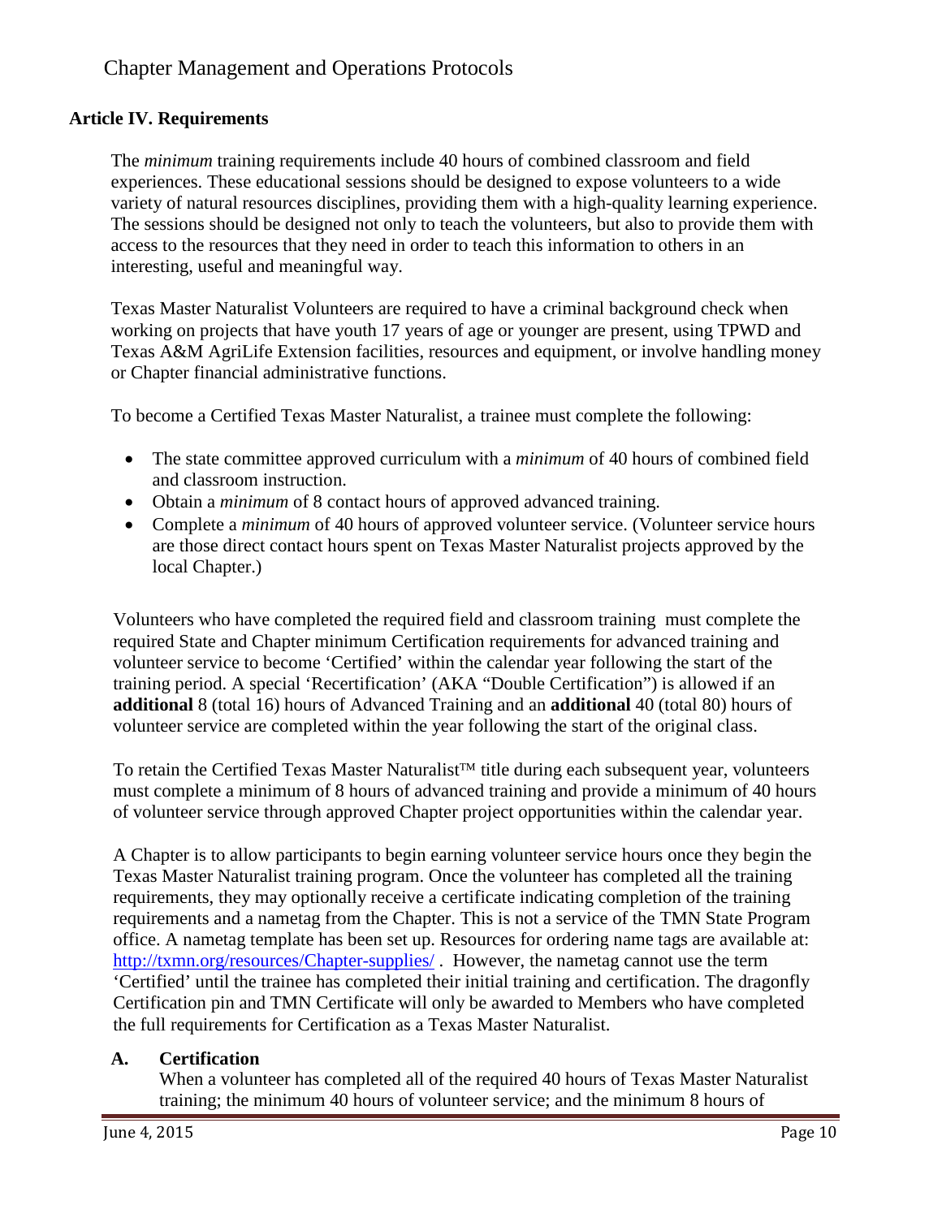## Article IV. Requirements

The *minimum* training requirements include 40 hours of combined classroom and field experiences. These educational sessions should be designed to expose volunteers to a wide variety of natural resources disciplines, providing them with a high-quality learning experience. The sessions should be designed not only to teach the volunteers, but also to provide them with access to the resources that they need in order to teach this information to others in an interesting, useful and meaningful way.

Texas Master Naturalist Volunteers are required to have a criminal background check when working on projects that have youth 17 years of age or younger are present, using TPWD and Texas A&M AgriLife Extension facilities, resources and equipment, or involve handling money or Chapter financial administrative functions.

To become a Certified Texas Master Naturalist, a trainee must complete the following:

- The state committee approved curriculum with a *minimum* of 40 hours of combined field and classroom instruction.
- Obtain a *minimum* of 8 contact hours of approved advanced training.
- Complete a *minimum* of 40 hours of approved volunteer service. (Volunteer service hours are those direct contact hours spent on Texas Master Naturalist projects approved by the local Chapter.)

Volunteers who have completed the required field and classroom training must complete the required State and Chapter minimum Certification requirements for advanced training and volunteer service to become 'Certified' within the calendar year following the start of the training period. A special 'Recertification' (AKA "Double Certification") is allowed if an **additional** 8 (total 16) hours of Advanced Training and an **additional** 40 (total 80) hours of volunteer service are completed within the year following the start of the original class.

To retain the Certified Texas Master Naturalist™ title during each subsequent year, volunteers must complete a minimum of 8 hours of advanced training and provide a minimum of 40 hours of volunteer service through approved Chapter project opportunities within the calendar year.

A Chapter is to allow participants to begin earning volunteer service hours once they begin the Texas Master Naturalist training program. Once the volunteer has completed all the training requirements, they may optionally receive a certificate indicating completion of the training requirements and a nametag from the Chapter. This is not a service of the TMN State Program office. A nametag template has been set up. Resources for ordering name tags are available at: [http://txmn.org/resources/Chapter-supplies/](http://txmn.org/resources/Chapter-supplies/) . However, the nametag cannot use the term 'Certified' until the trainee has completed their initial training and certification. The dragonfly Certification pin and TMN Certificate will only be awarded to Members who have completed the full requirements for Certification as a Texas Master Naturalist.

### A. Certification

When a volunteer has completed all of the required 40 hours of Texas Master Naturalist training; the minimum 40 hours of volunteer service; and the minimum 8 hours of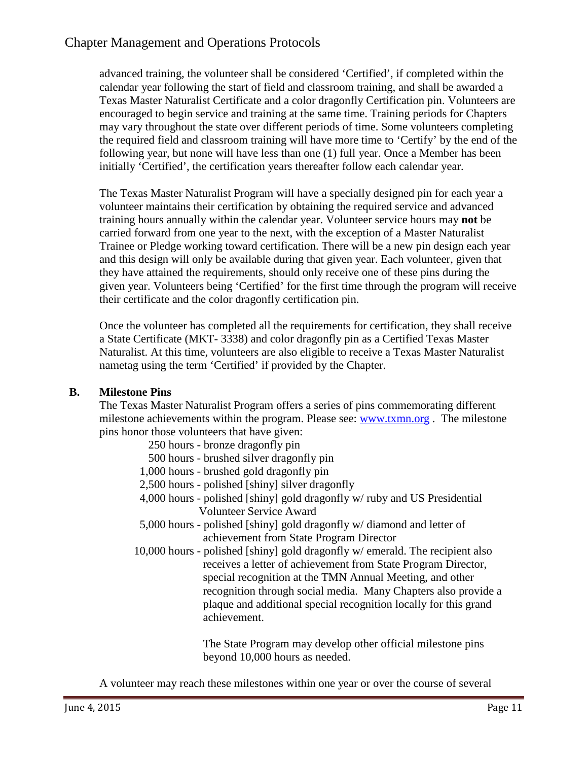advanced training, the volunteer shall be considered 'Certified', if completed within the calendar year following the start of field and classroom training, and shall be awarded a Texas Master Naturalist Certificate and a color dragonfly Certification pin. Volunteers are encouraged to begin service and training at the same time. Training periods for Chapters may vary throughout the state over different periods of time. Some volunteers completing the required field and classroom training will have more time to 'Certify' by the end of the following year, but none will have less than one (1) full year. Once a Member has been initially 'Certified', the certification years thereafter follow each calendar year.

The Texas Master Naturalist Program will have a specially designed pin for each year a volunteer maintains their certification by obtaining the required service and advanced training hours annually within the calendar year. Volunteer service hours may **not** be carried forward from one year to the next, with the exception of a Master Naturalist Trainee or Pledge working toward certification. There will be a new pin design each year and this design will only be available during that given year. Each volunteer, given that they have attained the requirements, should only receive one of these pins during the given year. Volunteers being 'Certified' for the first time through the program will receive their certificate and the color dragonfly certification pin.

Once the volunteer has completed all the requirements for certification, they shall receive a State Certificate (MKT- 3338) and color dragonfly pin as a Certified Texas Master Naturalist. At this time, volunteers are also eligible to receive a Texas Master Naturalist nametag using the term 'Certified' if provided by the Chapter.

### B. Milestone Pins

The Texas Master Naturalist Program offers a series of pins commemorating different milestone achievements within the program. Please see: [www.txmn.org](http://www.txmn.org) . The milestone pins honor those volunteers that have given:

- 250 hours - bronze dragonfly pin
- 500 hours - brushed silver dragonfly pin
- 1,000 hours - brushed gold dragonfly pin
- 2,500 hours - polished [shiny] silver dragonfly
- 4,000 hours - polished [shiny] gold dragonfly w/ ruby and US Presidential Volunteer Service Award
- 5,000 hours - polished [shiny] gold dragonfly w/ diamond and letter of achievement from State Program Director
- 10,000 hours - polished [shiny] gold dragonfly w/ emerald. The recipient also receives a letter of achievement from State Program Director, special recognition at the TMN Annual Meeting, and other recognition through social media. Many Chapters also provide a plaque and additional special recognition locally for this grand achievement.

  The State Program may develop other official milestone pins beyond 10,000 hours as needed.

A volunteer may reach these milestones within one year or over the course of several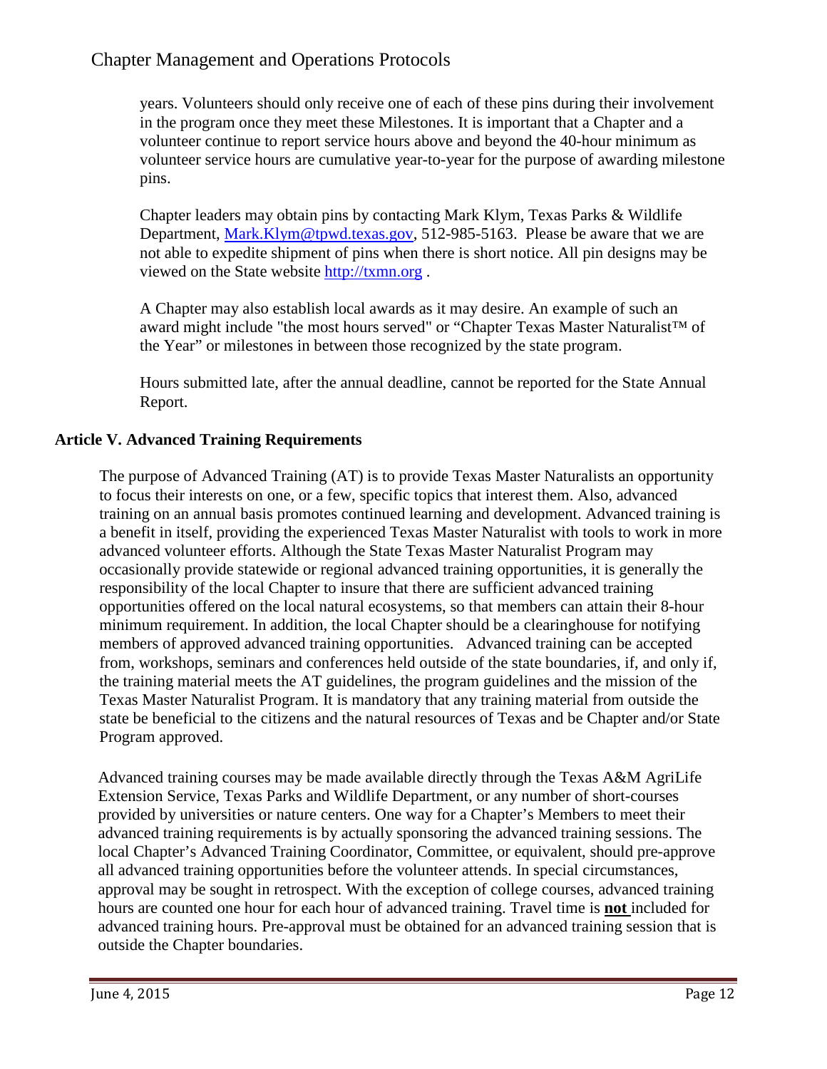years. Volunteers should only receive one of each of these pins during their involvement in the program once they meet these Milestones. It is important that a Chapter and a volunteer continue to report service hours above and beyond the 40-hour minimum as volunteer service hours are cumulative year-to-year for the purpose of awarding milestone pins.

Chapter leaders may obtain pins by contacting Mark Klym, Texas Parks & Wildlife Department, [Mark.Klym@tpwd.texas.gov](mailto:Mark.Klym@tpwd.texas.gov), 512-985-5163. Please be aware that we are not able to expedite shipment of pins when there is short notice. All pin designs may be viewed on the State website [http://txmn.org](http://txmn.org) .

A Chapter may also establish local awards as it may desire. An example of such an award might include "the most hours served" or "Chapter Texas Master Naturalist™ of the Year" or milestones in between those recognized by the state program.

Hours submitted late, after the annual deadline, cannot be reported for the State Annual Report.

### Article V. Advanced Training Requirements

The purpose of Advanced Training (AT) is to provide Texas Master Naturalists an opportunity to focus their interests on one, or a few, specific topics that interest them. Also, advanced training on an annual basis promotes continued learning and development. Advanced training is a benefit in itself, providing the experienced Texas Master Naturalist with tools to work in more advanced volunteer efforts. Although the State Texas Master Naturalist Program may occasionally provide statewide or regional advanced training opportunities, it is generally the responsibility of the local Chapter to insure that there are sufficient advanced training opportunities offered on the local natural ecosystems, so that members can attain their 8-hour minimum requirement. In addition, the local Chapter should be a clearinghouse for notifying members of approved advanced training opportunities. Advanced training can be accepted from, workshops, seminars and conferences held outside of the state boundaries, if, and only if, the training material meets the AT guidelines, the program guidelines and the mission of the Texas Master Naturalist Program. It is mandatory that any training material from outside the state be beneficial to the citizens and the natural resources of Texas and be Chapter and/or State Program approved.

Advanced training courses may be made available directly through the Texas A&M AgriLife Extension Service, Texas Parks and Wildlife Department, or any number of short-courses provided by universities or nature centers. One way for a Chapter's Members to meet their advanced training requirements is by actually sponsoring the advanced training sessions. The local Chapter's Advanced Training Coordinator, Committee, or equivalent, should pre-approve all advanced training opportunities before the volunteer attends. In special circumstances, approval may be sought in retrospect. With the exception of college courses, advanced training hours are counted one hour for each hour of advanced training. Travel time is **not** included for advanced training hours. Pre-approval must be obtained for an advanced training session that is outside the Chapter boundaries.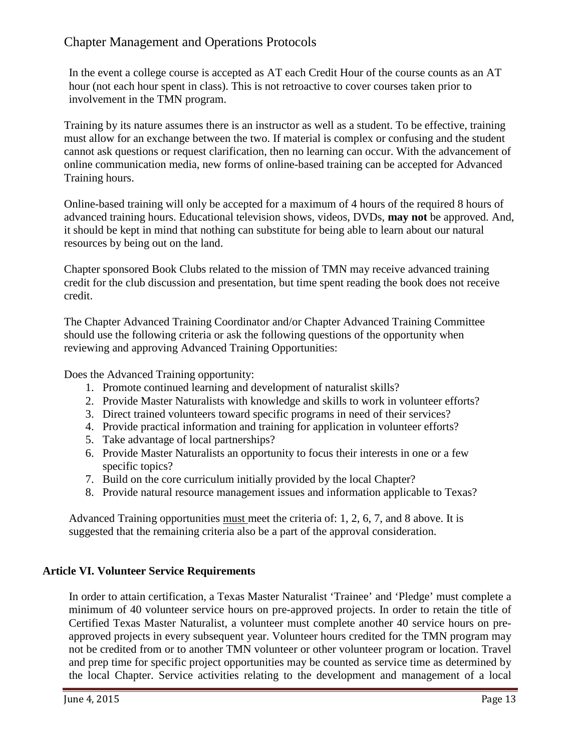In the event a college course is accepted as AT each Credit Hour of the course counts as an AT hour (not each hour spent in class). This is not retroactive to cover courses taken prior to involvement in the TMN program.

Training by its nature assumes there is an instructor as well as a student. To be effective, training must allow for an exchange between the two. If material is complex or confusing and the student cannot ask questions or request clarification, then no learning can occur. With the advancement of online communication media, new forms of online-based training can be accepted for Advanced Training hours.

Online-based training will only be accepted for a maximum of 4 hours of the required 8 hours of advanced training hours. Educational television shows, videos, DVDs, **may not** be approved. And, it should be kept in mind that nothing can substitute for being able to learn about our natural resources by being out on the land.

Chapter sponsored Book Clubs related to the mission of TMN may receive advanced training credit for the club discussion and presentation, but time spent reading the book does not receive credit.

The Chapter Advanced Training Coordinator and/or Chapter Advanced Training Committee should use the following criteria or ask the following questions of the opportunity when reviewing and approving Advanced Training Opportunities:

Does the Advanced Training opportunity:

1. Promote continued learning and development of naturalist skills?
2. Provide Master Naturalists with knowledge and skills to work in volunteer efforts?
3. Direct trained volunteers toward specific programs in need of their services?
4. Provide practical information and training for application in volunteer efforts?
5. Take advantage of local partnerships?
6. Provide Master Naturalists an opportunity to focus their interests in one or a few specific topics?
7. Build on the core curriculum initially provided by the local Chapter?
8. Provide natural resource management issues and information applicable to Texas?

Advanced Training opportunities <u>must</u> meet the criteria of: 1, 2, 6, 7, and 8 above. It is suggested that the remaining criteria also be a part of the approval consideration.

## Article VI. Volunteer Service Requirements

In order to attain certification, a Texas Master Naturalist 'Trainee' and 'Pledge' must complete a minimum of 40 volunteer service hours on pre-approved projects. In order to retain the title of Certified Texas Master Naturalist, a volunteer must complete another 40 service hours on pre-approved projects in every subsequent year. Volunteer hours credited for the TMN program may not be credited from or to another TMN volunteer or other volunteer program or location. Travel and prep time for specific project opportunities may be counted as service time as determined by the local Chapter. Service activities relating to the development and management of a local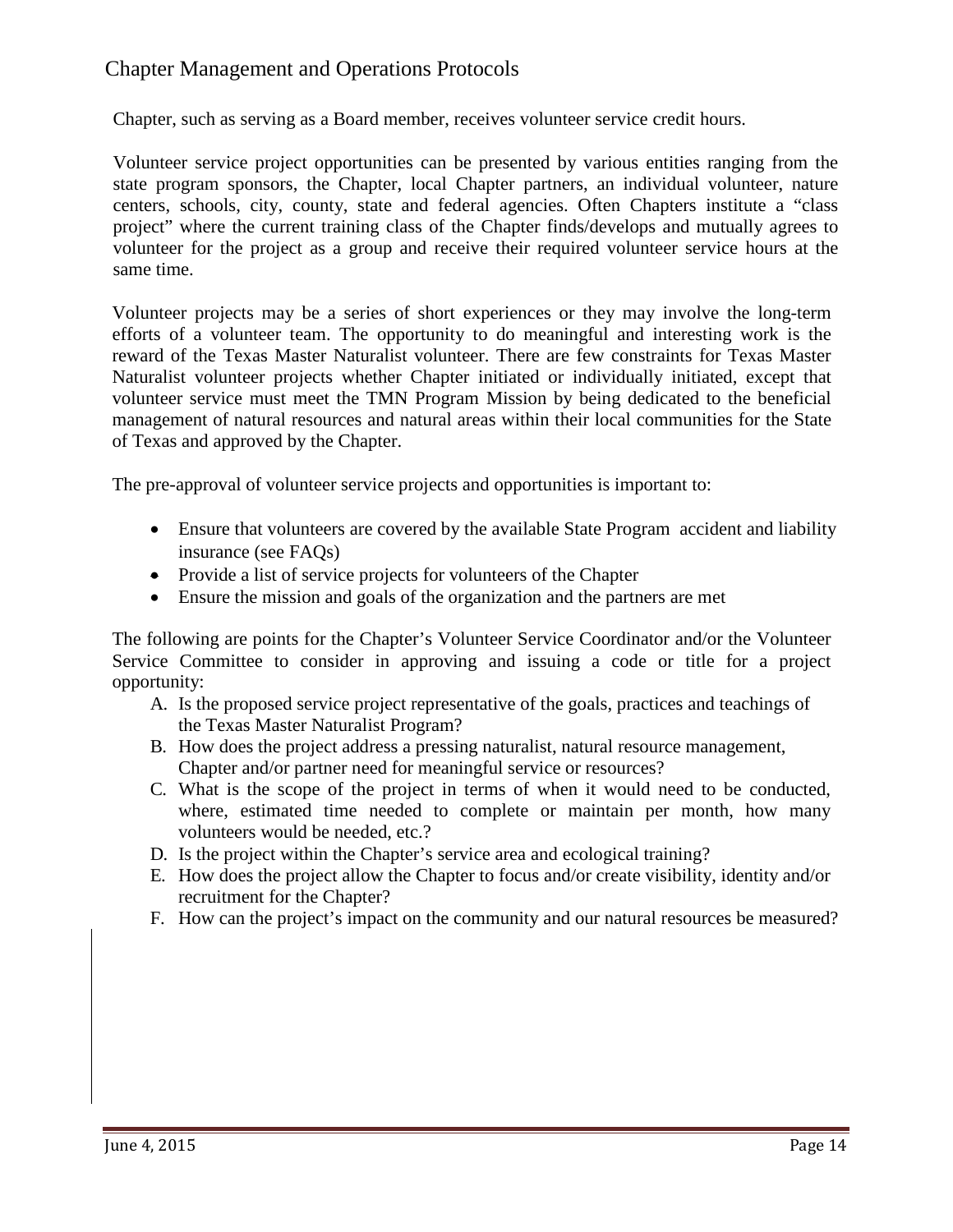Chapter, such as serving as a Board member, receives volunteer service credit hours.

Volunteer service project opportunities can be presented by various entities ranging from the state program sponsors, the Chapter, local Chapter partners, an individual volunteer, nature centers, schools, city, county, state and federal agencies. Often Chapters institute a "class project" where the current training class of the Chapter finds/develops and mutually agrees to volunteer for the project as a group and receive their required volunteer service hours at the same time.

Volunteer projects may be a series of short experiences or they may involve the long-term efforts of a volunteer team. The opportunity to do meaningful and interesting work is the reward of the Texas Master Naturalist volunteer. There are few constraints for Texas Master Naturalist volunteer projects whether Chapter initiated or individually initiated, except that volunteer service must meet the TMN Program Mission by being dedicated to the beneficial management of natural resources and natural areas within their local communities for the State of Texas and approved by the Chapter.

The pre-approval of volunteer service projects and opportunities is important to:

- Ensure that volunteers are covered by the available State Program accident and liability insurance (see FAQs)
- Provide a list of service projects for volunteers of the Chapter
- Ensure the mission and goals of the organization and the partners are met

The following are points for the Chapter's Volunteer Service Coordinator and/or the Volunteer Service Committee to consider in approving and issuing a code or title for a project opportunity:

A. Is the proposed service project representative of the goals, practices and teachings of the Texas Master Naturalist Program?
B. How does the project address a pressing naturalist, natural resource management, Chapter and/or partner need for meaningful service or resources?
C. What is the scope of the project in terms of when it would need to be conducted, where, estimated time needed to complete or maintain per month, how many volunteers would be needed, etc.?
D. Is the project within the Chapter's service area and ecological training?
E. How does the project allow the Chapter to focus and/or create visibility, identity and/or recruitment for the Chapter?
F. How can the project's impact on the community and our natural resources be measured?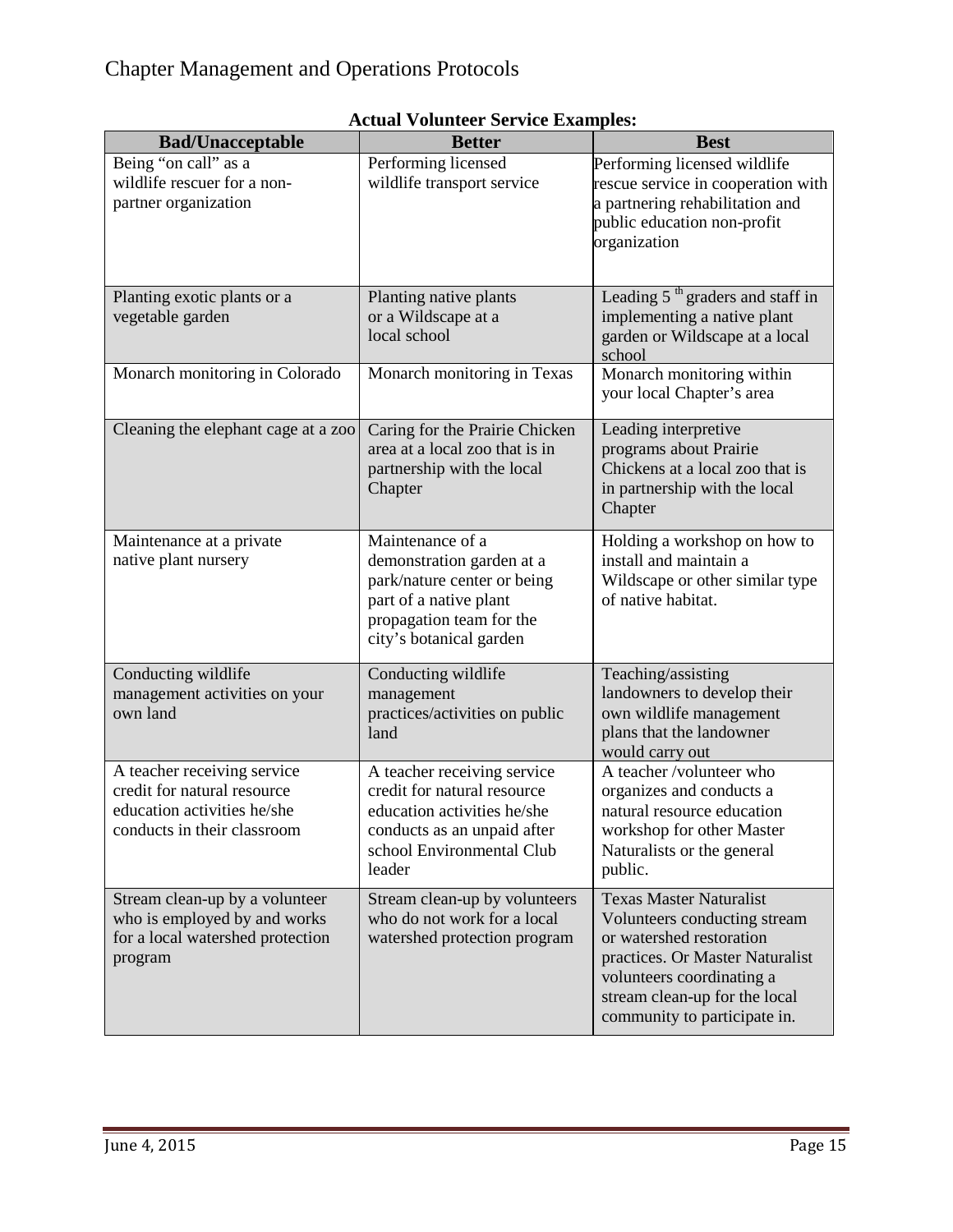**Actual Volunteer Service Examples:**

| Bad/Unacceptable | Better | Best |
|---|---|---|
| Being "on call" as a wildlife rescuer for a non-partner organization | Performing licensed wildlife transport service | Performing licensed wildlife rescue service in cooperation with a partnering rehabilitation and public education non-profit organization |
| Planting exotic plants or a vegetable garden | Planting native plants or a Wildscape at a local school | Leading 5th graders and staff in implementing a native plant garden or Wildscape at a local school |
| Monarch monitoring in Colorado | Monarch monitoring in Texas | Monarch monitoring within your local Chapter's area |
| Cleaning the elephant cage at a zoo | Caring for the Prairie Chicken area at a local zoo that is in partnership with the local Chapter | Leading interpretive programs about Prairie Chickens at a local zoo that is in partnership with the local Chapter |
| Maintenance at a private native plant nursery | Maintenance of a demonstration garden at a park/nature center or being part of a native plant propagation team for the city's botanical garden | Holding a workshop on how to install and maintain a Wildscape or other similar type of native habitat. |
| Conducting wildlife management activities on your own land | Conducting wildlife management practices/activities on public land | Teaching/assisting landowners to develop their own wildlife management plans that the landowner would carry out |
| A teacher receiving service credit for natural resource education activities he/she conducts in their classroom | A teacher receiving service credit for natural resource education activities he/she conducts as an unpaid after school Environmental Club leader | A teacher /volunteer who organizes and conducts a natural resource education workshop for other Master Naturalists or the general public. |
| Stream clean-up by a volunteer who is employed by and works for a local watershed protection program | Stream clean-up by volunteers who do not work for a local watershed protection program | Texas Master Naturalist Volunteers conducting stream or watershed restoration practices. Or Master Naturalist volunteers coordinating a stream clean-up for the local community to participate in. |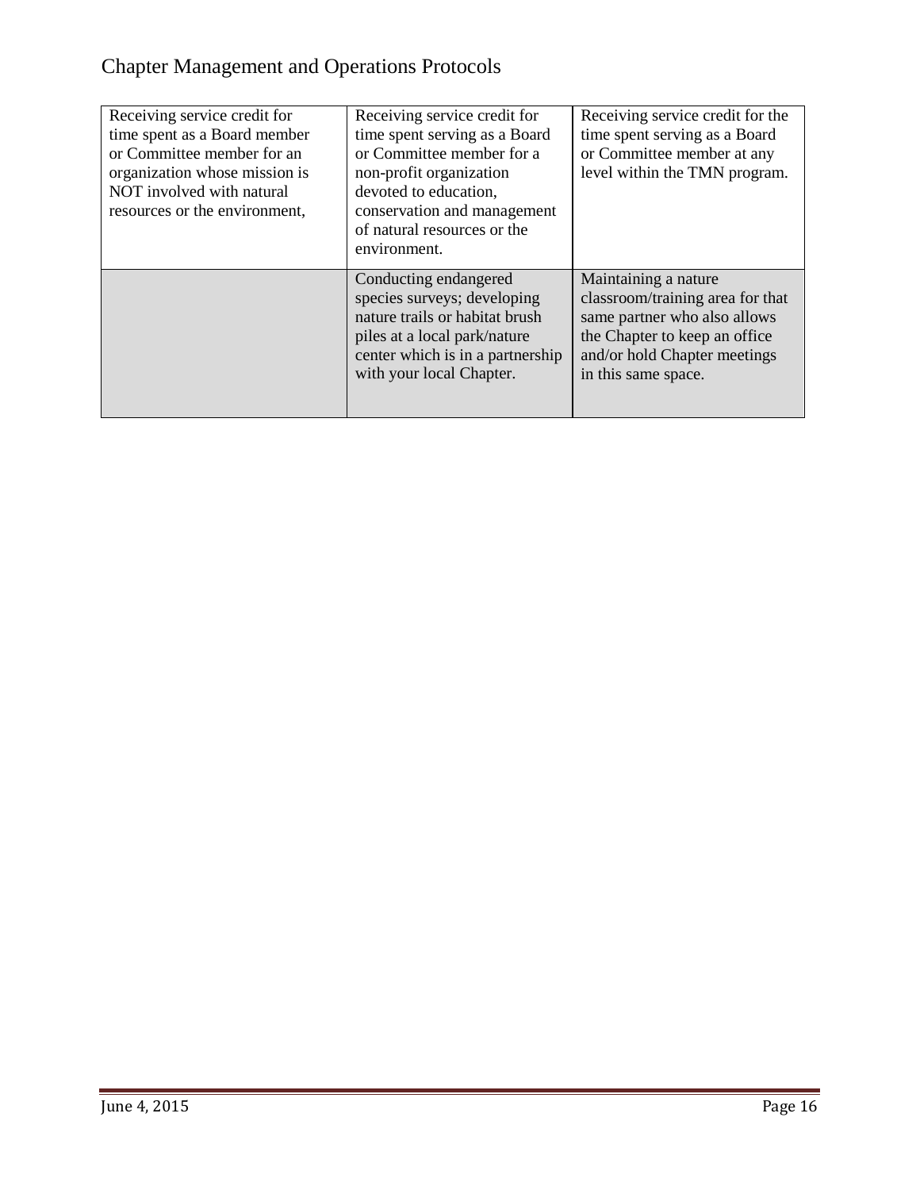| | | |
|---|---|---|
| Receiving service credit for time spent as a Board member or Committee member for an organization whose mission is NOT involved with natural resources or the environment, | Receiving service credit for time spent serving as a Board or Committee member for a non-profit organization devoted to education, conservation and management of natural resources or the environment. | Receiving service credit for the time spent serving as a Board or Committee member at any level within the TMN program. |
| | Conducting endangered species surveys; developing nature trails or habitat brush piles at a local park/nature center which is in a partnership with your local Chapter. | Maintaining a nature classroom/training area for that same partner who also allows the Chapter to keep an office and/or hold Chapter meetings in this same space. |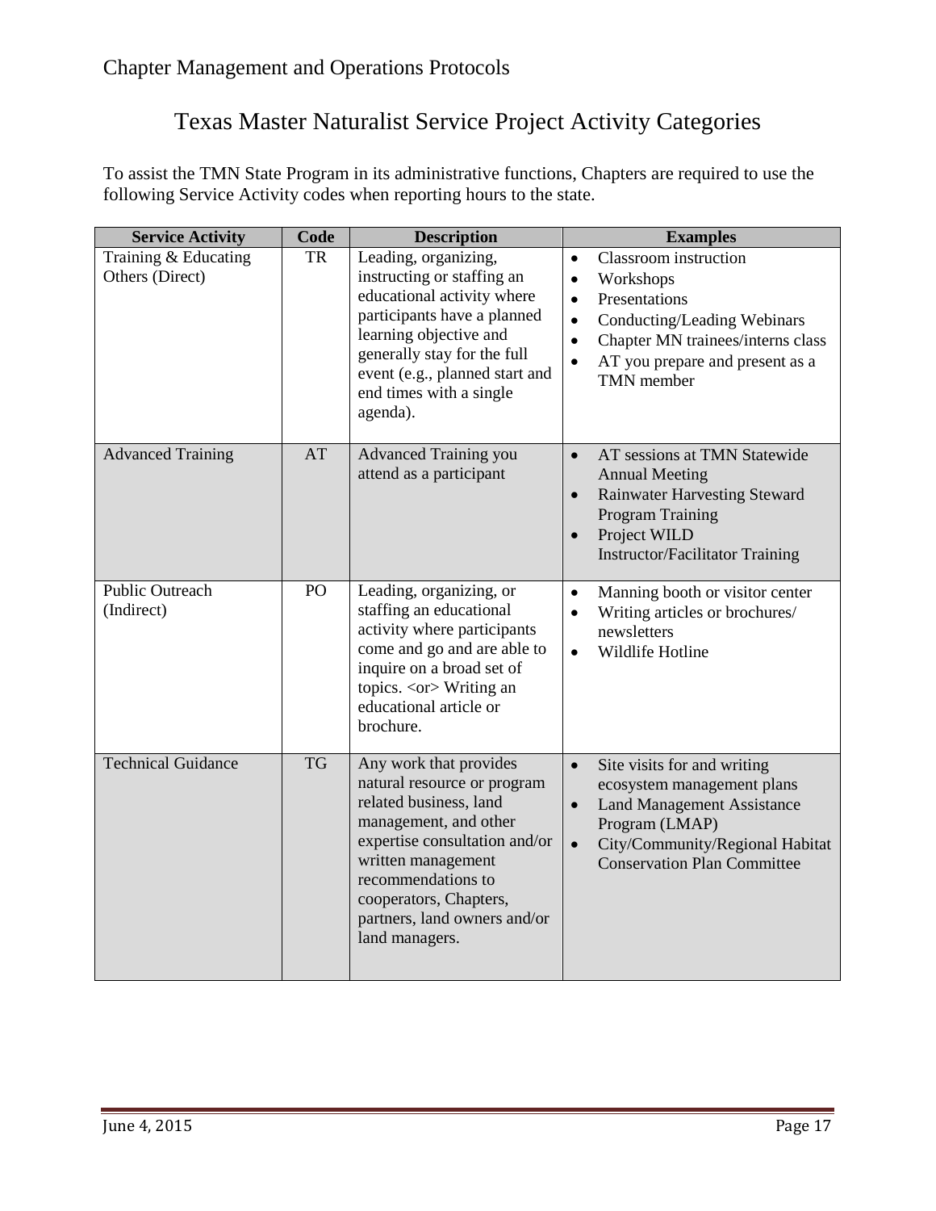# Texas Master Naturalist Service Project Activity Categories

To assist the TMN State Program in its administrative functions, Chapters are required to use the following Service Activity codes when reporting hours to the state.

| Service Activity | Code | Description | Examples |
|---|---|---|---|
| Training & Educating Others (Direct) | TR | Leading, organizing, instructing or staffing an educational activity where participants have a planned learning objective and generally stay for the full event (e.g., planned start and end times with a single agenda). | • Classroom instruction<br>• Workshops<br>• Presentations<br>• Conducting/Leading Webinars<br>• Chapter MN trainees/interns class<br>• AT you prepare and present as a TMN member |
| Advanced Training | AT | Advanced Training you attend as a participant | • AT sessions at TMN Statewide Annual Meeting<br>• Rainwater Harvesting Steward Program Training<br>• Project WILD Instructor/Facilitator Training |
| Public Outreach (Indirect) | PO | Leading, organizing, or staffing an educational activity where participants come and go and are able to inquire on a broad set of topics. <or> Writing an educational article or brochure. | • Manning booth or visitor center<br>• Writing articles or brochures/ newsletters<br>• Wildlife Hotline |
| Technical Guidance | TG | Any work that provides natural resource or program related business, land management, and other expertise consultation and/or written management recommendations to cooperators, Chapters, partners, land owners and/or land managers. | • Site visits for and writing ecosystem management plans<br>• Land Management Assistance Program (LMAP)<br>• City/Community/Regional Habitat Conservation Plan Committee |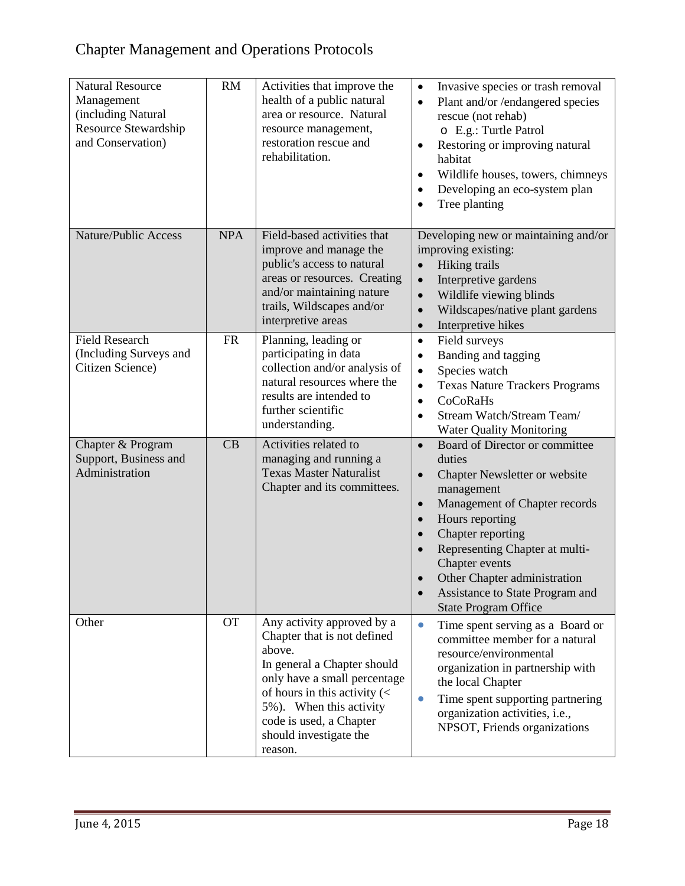| | | | |
|---|---|---|---|
| Natural Resource Management (including Natural Resource Stewardship and Conservation) | RM | Activities that improve the health of a public natural area or resource. Natural resource management, restoration rescue and rehabilitation. | • Invasive species or trash removal<br>• Plant and/or /endangered species rescue (not rehab)<br>  o E.g.: Turtle Patrol<br>• Restoring or improving natural habitat<br>• Wildlife houses, towers, chimneys<br>• Developing an eco-system plan<br>• Tree planting |
| Nature/Public Access | NPA | Field-based activities that improve and manage the public's access to natural areas or resources. Creating and/or maintaining nature trails, Wildscapes and/or interpretive areas | Developing new or maintaining and/or improving existing:<br>• Hiking trails<br>• Interpretive gardens<br>• Wildlife viewing blinds<br>• Wildscapes/native plant gardens<br>• Interpretive hikes |
| Field Research (Including Surveys and Citizen Science) | FR | Planning, leading or participating in data collection and/or analysis of natural resources where the results are intended to further scientific understanding. | • Field surveys<br>• Banding and tagging<br>• Species watch<br>• Texas Nature Trackers Programs<br>• CoCoRaHs<br>• Stream Watch/Stream Team/ Water Quality Monitoring |
| Chapter & Program Support, Business and Administration | CB | Activities related to managing and running a Texas Master Naturalist Chapter and its committees. | • Board of Director or committee duties<br>• Chapter Newsletter or website management<br>• Management of Chapter records<br>• Hours reporting<br>• Chapter reporting<br>• Representing Chapter at multi-Chapter events<br>• Other Chapter administration<br>• Assistance to State Program and State Program Office |
| Other | OT | Any activity approved by a Chapter that is not defined above.<br>In general a Chapter should only have a small percentage of hours in this activity (< 5%). When this activity code is used, a Chapter should investigate the reason. | • Time spent serving as a Board or committee member for a natural resource/environmental organization in partnership with the local Chapter<br>• Time spent supporting partnering organization activities, i.e., NPSOT, Friends organizations |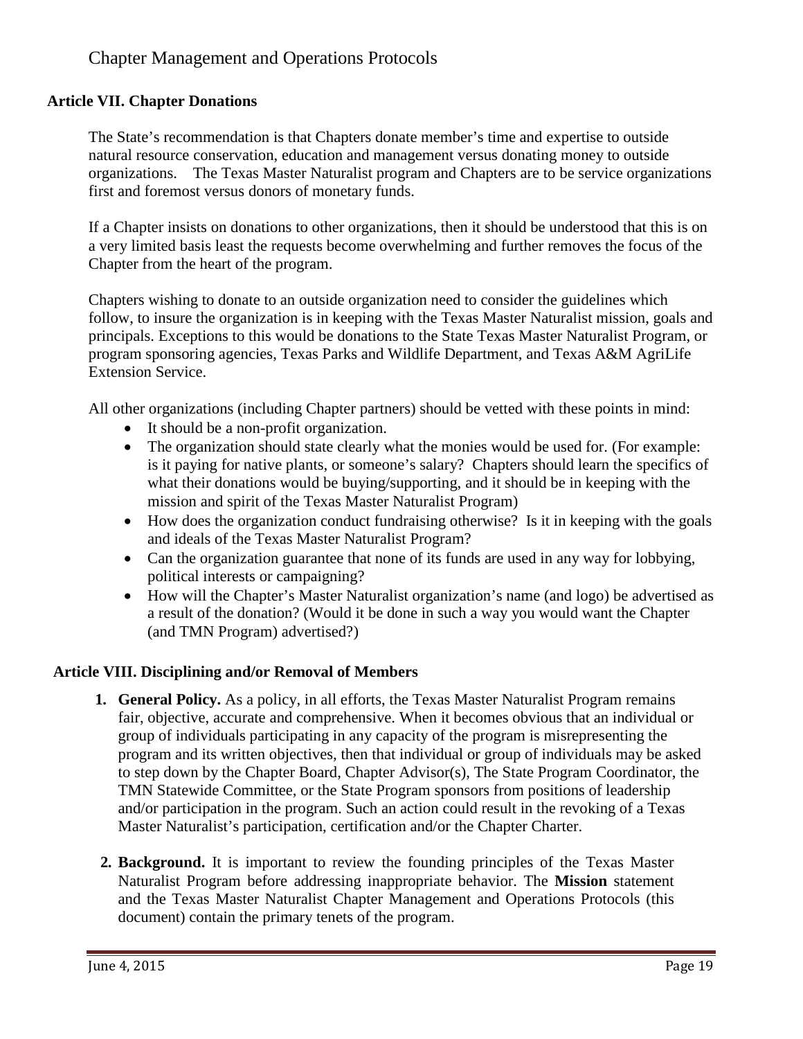## Article VII. Chapter Donations

The State's recommendation is that Chapters donate member's time and expertise to outside natural resource conservation, education and management versus donating money to outside organizations.   The Texas Master Naturalist program and Chapters are to be service organizations first and foremost versus donors of monetary funds.

If a Chapter insists on donations to other organizations, then it should be understood that this is on a very limited basis least the requests become overwhelming and further removes the focus of the Chapter from the heart of the program.

Chapters wishing to donate to an outside organization need to consider the guidelines which follow, to insure the organization is in keeping with the Texas Master Naturalist mission, goals and principals. Exceptions to this would be donations to the State Texas Master Naturalist Program, or program sponsoring agencies, Texas Parks and Wildlife Department, and Texas A&M AgriLife Extension Service.

All other organizations (including Chapter partners) should be vetted with these points in mind:

- It should be a non-profit organization.
- The organization should state clearly what the monies would be used for. (For example: is it paying for native plants, or someone's salary?  Chapters should learn the specifics of what their donations would be buying/supporting, and it should be in keeping with the mission and spirit of the Texas Master Naturalist Program)
- How does the organization conduct fundraising otherwise?  Is it in keeping with the goals and ideals of the Texas Master Naturalist Program?
- Can the organization guarantee that none of its funds are used in any way for lobbying, political interests or campaigning?
- How will the Chapter's Master Naturalist organization's name (and logo) be advertised as a result of the donation? (Would it be done in such a way you would want the Chapter (and TMN Program) advertised?)

## Article VIII. Disciplining and/or Removal of Members

1. **General Policy.** As a policy, in all efforts, the Texas Master Naturalist Program remains fair, objective, accurate and comprehensive. When it becomes obvious that an individual or group of individuals participating in any capacity of the program is misrepresenting the program and its written objectives, then that individual or group of individuals may be asked to step down by the Chapter Board, Chapter Advisor(s), The State Program Coordinator, the TMN Statewide Committee, or the State Program sponsors from positions of leadership and/or participation in the program. Such an action could result in the revoking of a Texas Master Naturalist's participation, certification and/or the Chapter Charter.

2. **Background.** It is important to review the founding principles of the Texas Master Naturalist Program before addressing inappropriate behavior. The **Mission** statement and the Texas Master Naturalist Chapter Management and Operations Protocols (this document) contain the primary tenets of the program.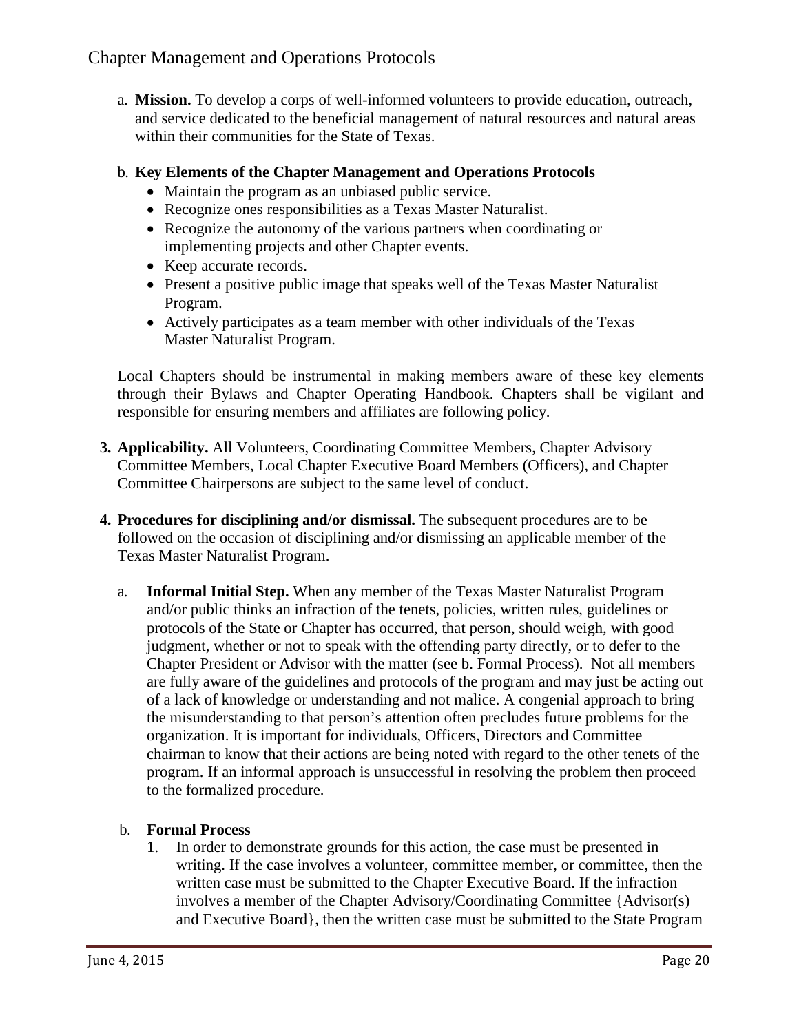a. **Mission.** To develop a corps of well-informed volunteers to provide education, outreach, and service dedicated to the beneficial management of natural resources and natural areas within their communities for the State of Texas.

b. **Key Elements of the Chapter Management and Operations Protocols**
   - Maintain the program as an unbiased public service.
   - Recognize ones responsibilities as a Texas Master Naturalist.
   - Recognize the autonomy of the various partners when coordinating or implementing projects and other Chapter events.
   - Keep accurate records.
   - Present a positive public image that speaks well of the Texas Master Naturalist Program.
   - Actively participates as a team member with other individuals of the Texas Master Naturalist Program.

   Local Chapters should be instrumental in making members aware of these key elements through their Bylaws and Chapter Operating Handbook. Chapters shall be vigilant and responsible for ensuring members and affiliates are following policy.

3. **Applicability.** All Volunteers, Coordinating Committee Members, Chapter Advisory Committee Members, Local Chapter Executive Board Members (Officers), and Chapter Committee Chairpersons are subject to the same level of conduct.

4. **Procedures for disciplining and/or dismissal.** The subsequent procedures are to be followed on the occasion of disciplining and/or dismissing an applicable member of the Texas Master Naturalist Program.

   a. **Informal Initial Step.** When any member of the Texas Master Naturalist Program and/or public thinks an infraction of the tenets, policies, written rules, guidelines or protocols of the State or Chapter has occurred, that person, should weigh, with good judgment, whether or not to speak with the offending party directly, or to defer to the Chapter President or Advisor with the matter (see b. Formal Process). Not all members are fully aware of the guidelines and protocols of the program and may just be acting out of a lack of knowledge or understanding and not malice. A congenial approach to bring the misunderstanding to that person's attention often precludes future problems for the organization. It is important for individuals, Officers, Directors and Committee chairman to know that their actions are being noted with regard to the other tenets of the program. If an informal approach is unsuccessful in resolving the problem then proceed to the formalized procedure.

   b. **Formal Process**
      1. In order to demonstrate grounds for this action, the case must be presented in writing. If the case involves a volunteer, committee member, or committee, then the written case must be submitted to the Chapter Executive Board. If the infraction involves a member of the Chapter Advisory/Coordinating Committee {Advisor(s) and Executive Board}, then the written case must be submitted to the State Program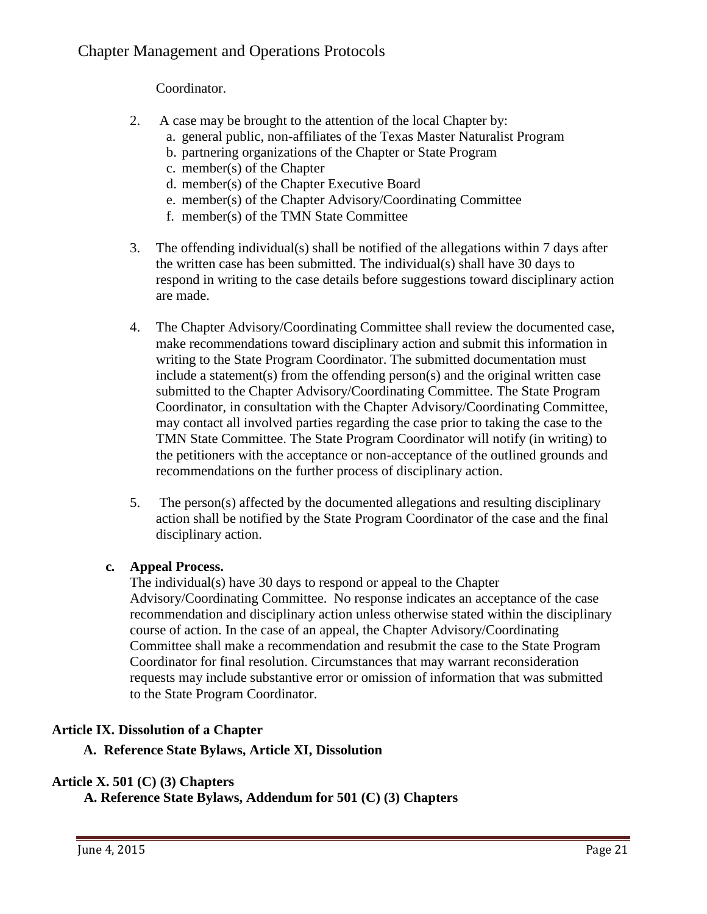Coordinator.

2. A case may be brought to the attention of the local Chapter by:
   a. general public, non-affiliates of the Texas Master Naturalist Program
   b. partnering organizations of the Chapter or State Program
   c. member(s) of the Chapter
   d. member(s) of the Chapter Executive Board
   e. member(s) of the Chapter Advisory/Coordinating Committee
   f. member(s) of the TMN State Committee

3. The offending individual(s) shall be notified of the allegations within 7 days after the written case has been submitted. The individual(s) shall have 30 days to respond in writing to the case details before suggestions toward disciplinary action are made.

4. The Chapter Advisory/Coordinating Committee shall review the documented case, make recommendations toward disciplinary action and submit this information in writing to the State Program Coordinator. The submitted documentation must include a statement(s) from the offending person(s) and the original written case submitted to the Chapter Advisory/Coordinating Committee. The State Program Coordinator, in consultation with the Chapter Advisory/Coordinating Committee, may contact all involved parties regarding the case prior to taking the case to the TMN State Committee. The State Program Coordinator will notify (in writing) to the petitioners with the acceptance or non-acceptance of the outlined grounds and recommendations on the further process of disciplinary action.

5. The person(s) affected by the documented allegations and resulting disciplinary action shall be notified by the State Program Coordinator of the case and the final disciplinary action.

**c. Appeal Process.**

The individual(s) have 30 days to respond or appeal to the Chapter Advisory/Coordinating Committee. No response indicates an acceptance of the case recommendation and disciplinary action unless otherwise stated within the disciplinary course of action. In the case of an appeal, the Chapter Advisory/Coordinating Committee shall make a recommendation and resubmit the case to the State Program Coordinator for final resolution. Circumstances that may warrant reconsideration requests may include substantive error or omission of information that was submitted to the State Program Coordinator.

## Article IX. Dissolution of a Chapter

**A. Reference State Bylaws, Article XI, Dissolution**

## Article X. 501 (C) (3) Chapters

**A. Reference State Bylaws, Addendum for 501 (C) (3) Chapters**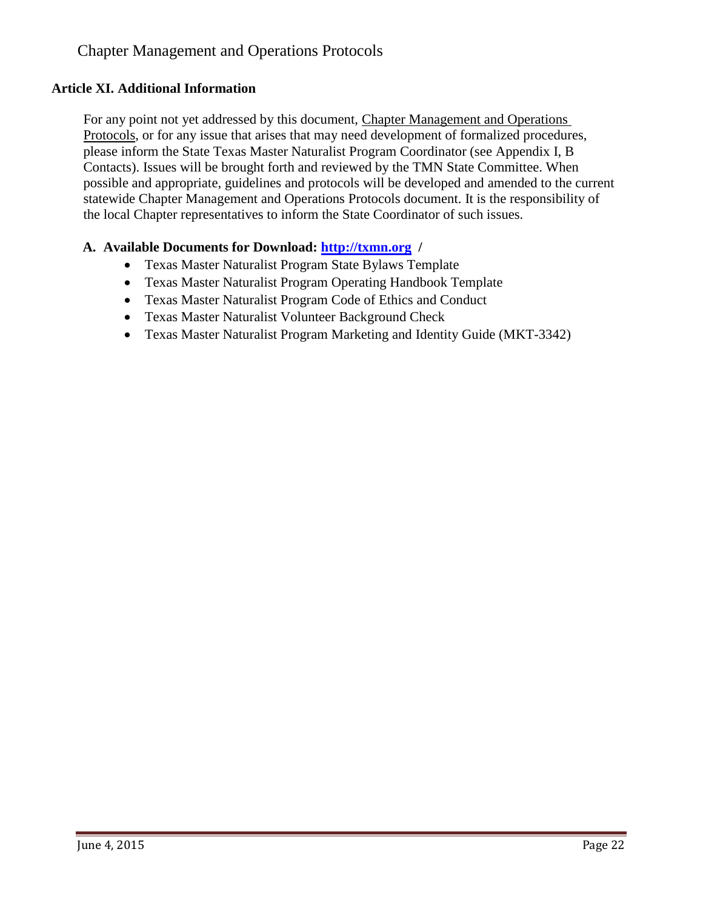## Article XI. Additional Information

For any point not yet addressed by this document, Chapter Management and Operations Protocols, or for any issue that arises that may need development of formalized procedures, please inform the State Texas Master Naturalist Program Coordinator (see Appendix I, B Contacts). Issues will be brought forth and reviewed by the TMN State Committee. When possible and appropriate, guidelines and protocols will be developed and amended to the current statewide Chapter Management and Operations Protocols document. It is the responsibility of the local Chapter representatives to inform the State Coordinator of such issues.

### A. Available Documents for Download: http://txmn.org /

- Texas Master Naturalist Program State Bylaws Template
- Texas Master Naturalist Program Operating Handbook Template
- Texas Master Naturalist Program Code of Ethics and Conduct
- Texas Master Naturalist Volunteer Background Check
- Texas Master Naturalist Program Marketing and Identity Guide (MKT-3342)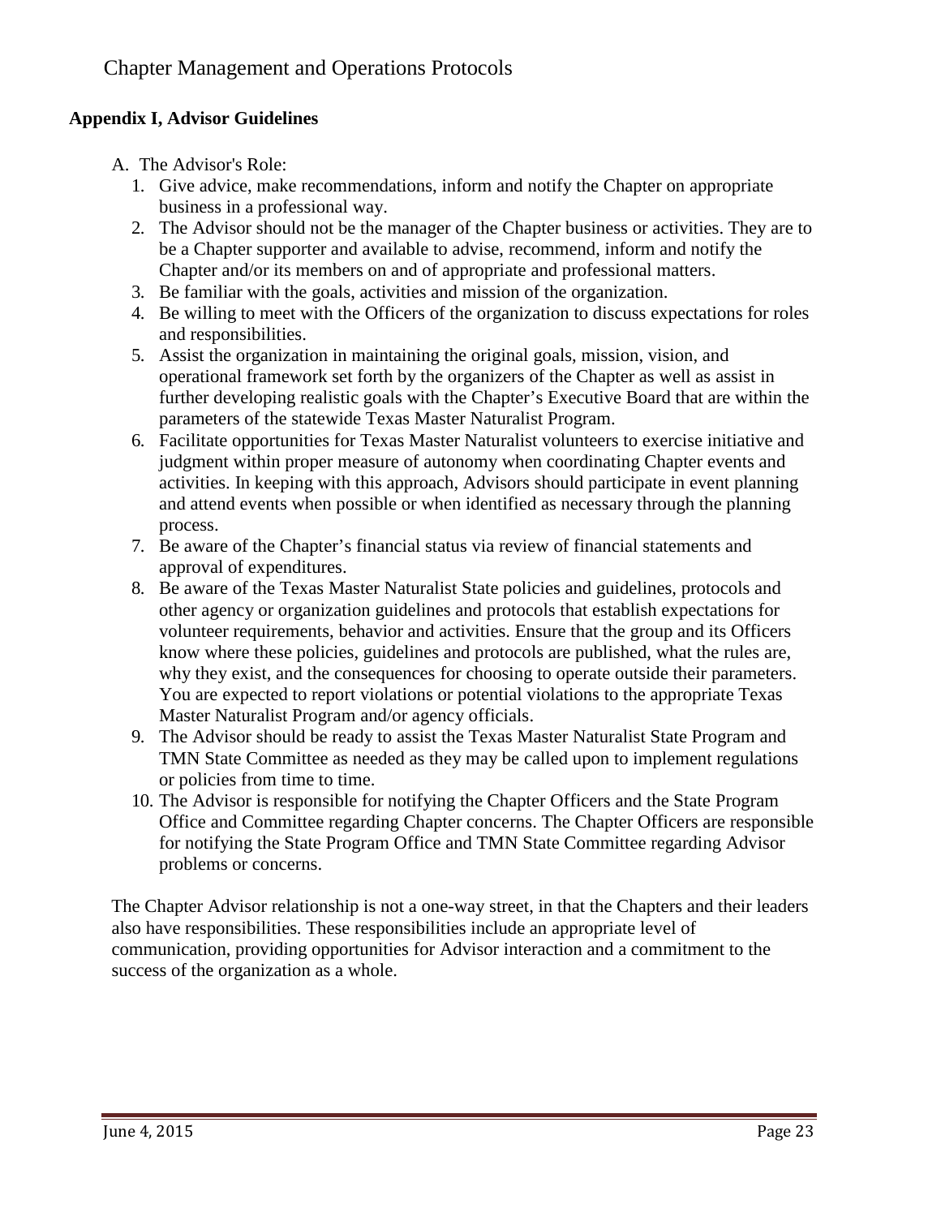## Appendix I, Advisor Guidelines

A. The Advisor's Role:

1. Give advice, make recommendations, inform and notify the Chapter on appropriate business in a professional way.
2. The Advisor should not be the manager of the Chapter business or activities. They are to be a Chapter supporter and available to advise, recommend, inform and notify the Chapter and/or its members on and of appropriate and professional matters.
3. Be familiar with the goals, activities and mission of the organization.
4. Be willing to meet with the Officers of the organization to discuss expectations for roles and responsibilities.
5. Assist the organization in maintaining the original goals, mission, vision, and operational framework set forth by the organizers of the Chapter as well as assist in further developing realistic goals with the Chapter's Executive Board that are within the parameters of the statewide Texas Master Naturalist Program.
6. Facilitate opportunities for Texas Master Naturalist volunteers to exercise initiative and judgment within proper measure of autonomy when coordinating Chapter events and activities. In keeping with this approach, Advisors should participate in event planning and attend events when possible or when identified as necessary through the planning process.
7. Be aware of the Chapter's financial status via review of financial statements and approval of expenditures.
8. Be aware of the Texas Master Naturalist State policies and guidelines, protocols and other agency or organization guidelines and protocols that establish expectations for volunteer requirements, behavior and activities. Ensure that the group and its Officers know where these policies, guidelines and protocols are published, what the rules are, why they exist, and the consequences for choosing to operate outside their parameters. You are expected to report violations or potential violations to the appropriate Texas Master Naturalist Program and/or agency officials.
9. The Advisor should be ready to assist the Texas Master Naturalist State Program and TMN State Committee as needed as they may be called upon to implement regulations or policies from time to time.
10. The Advisor is responsible for notifying the Chapter Officers and the State Program Office and Committee regarding Chapter concerns. The Chapter Officers are responsible for notifying the State Program Office and TMN State Committee regarding Advisor problems or concerns.

The Chapter Advisor relationship is not a one-way street, in that the Chapters and their leaders also have responsibilities. These responsibilities include an appropriate level of communication, providing opportunities for Advisor interaction and a commitment to the success of the organization as a whole.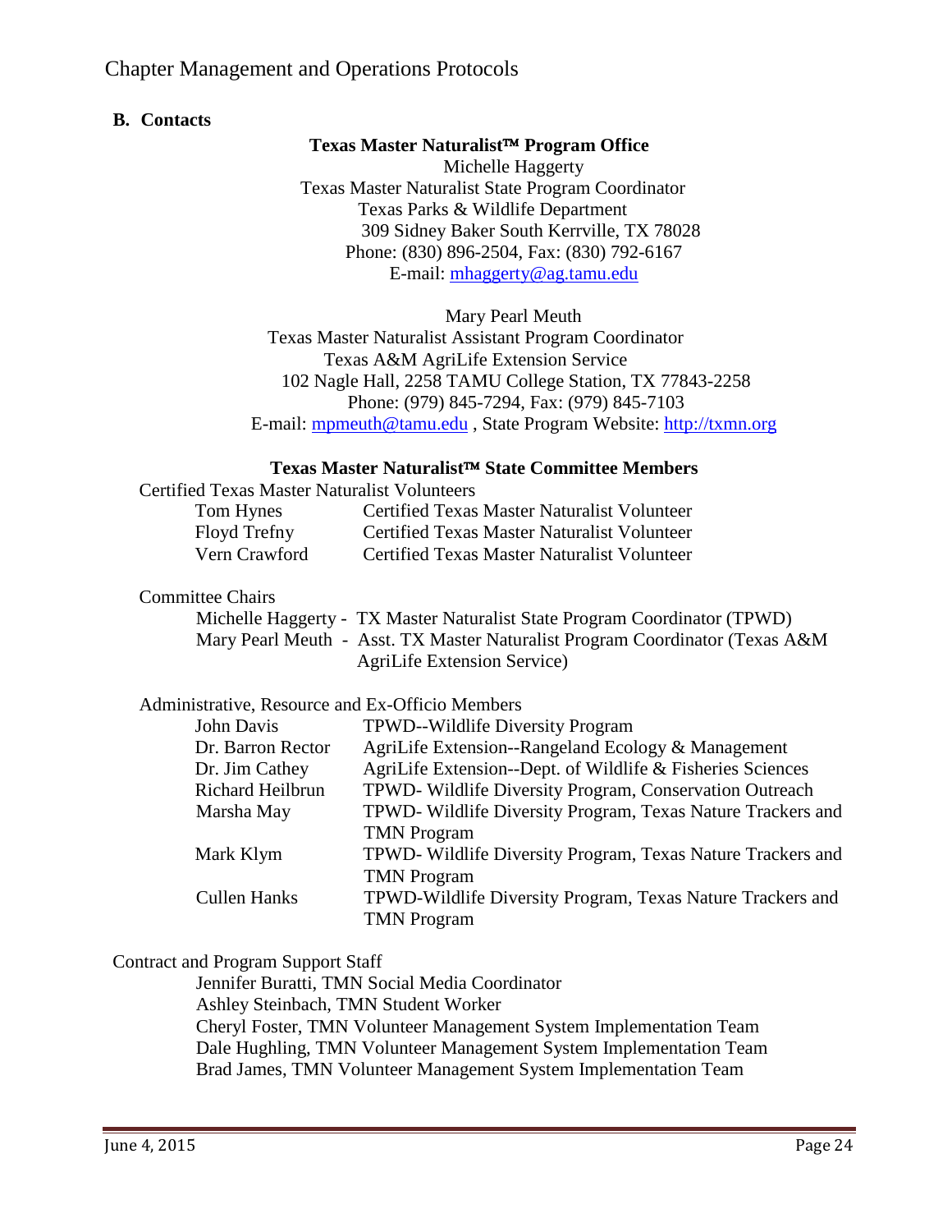## B. Contacts

**Texas Master Naturalist™ Program Office**

Michelle Haggerty
Texas Master Naturalist State Program Coordinator
Texas Parks & Wildlife Department
309 Sidney Baker South Kerrville, TX 78028
Phone: (830) 896-2504, Fax: (830) 792-6167
E-mail: mhaggerty@ag.tamu.edu

Mary Pearl Meuth
Texas Master Naturalist Assistant Program Coordinator
Texas A&M AgriLife Extension Service
102 Nagle Hall, 2258 TAMU College Station, TX 77843-2258
Phone: (979) 845-7294, Fax: (979) 845-7103
E-mail: mpmeuth@tamu.edu , State Program Website: http://txmn.org

**Texas Master Naturalist™ State Committee Members**

Certified Texas Master Naturalist Volunteers

| | |
|---|---|
| Tom Hynes | Certified Texas Master Naturalist Volunteer |
| Floyd Trefny | Certified Texas Master Naturalist Volunteer |
| Vern Crawford | Certified Texas Master Naturalist Volunteer |

Committee Chairs

- Michelle Haggerty - TX Master Naturalist State Program Coordinator (TPWD)
- Mary Pearl Meuth - Asst. TX Master Naturalist Program Coordinator (Texas A&M AgriLife Extension Service)

Administrative, Resource and Ex-Officio Members

| | |
|---|---|
| John Davis | TPWD--Wildlife Diversity Program |
| Dr. Barron Rector | AgriLife Extension--Rangeland Ecology & Management |
| Dr. Jim Cathey | AgriLife Extension--Dept. of Wildlife & Fisheries Sciences |
| Richard Heilbrun | TPWD- Wildlife Diversity Program, Conservation Outreach |
| Marsha May | TPWD- Wildlife Diversity Program, Texas Nature Trackers and TMN Program |
| Mark Klym | TPWD- Wildlife Diversity Program, Texas Nature Trackers and TMN Program |
| Cullen Hanks | TPWD-Wildlife Diversity Program, Texas Nature Trackers and TMN Program |

Contract and Program Support Staff

- Jennifer Buratti, TMN Social Media Coordinator
- Ashley Steinbach, TMN Student Worker
- Cheryl Foster, TMN Volunteer Management System Implementation Team
- Dale Hughling, TMN Volunteer Management System Implementation Team
- Brad James, TMN Volunteer Management System Implementation Team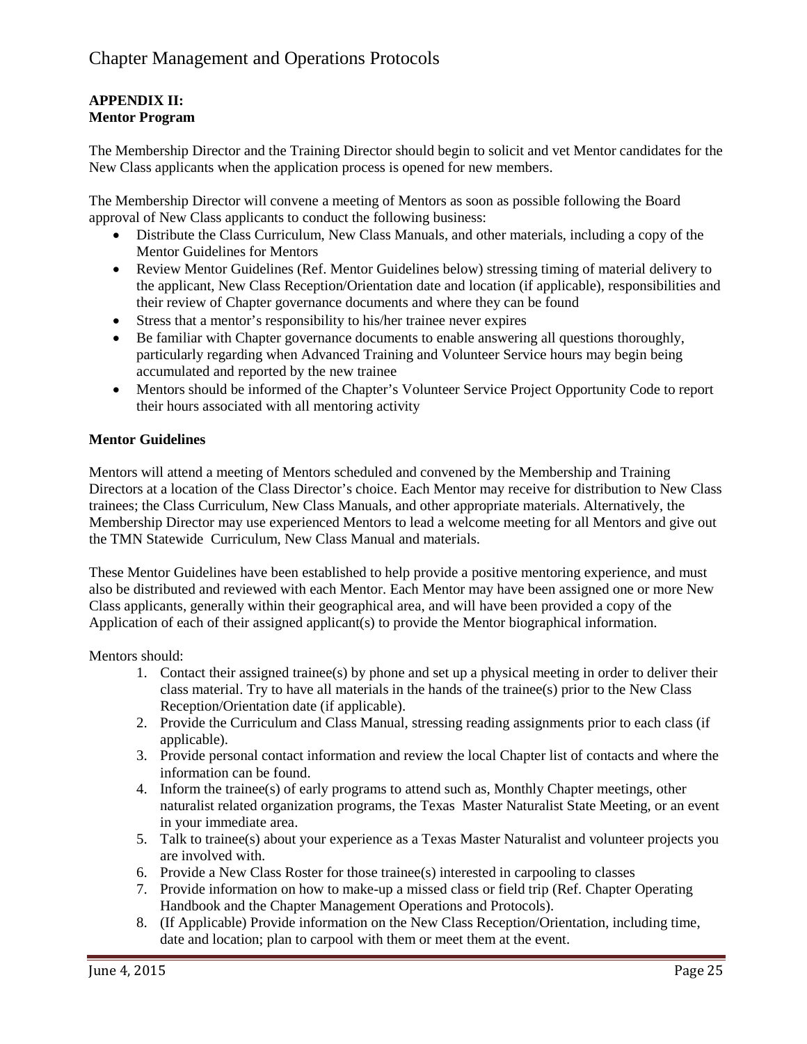**APPENDIX II:**
**Mentor Program**

The Membership Director and the Training Director should begin to solicit and vet Mentor candidates for the New Class applicants when the application process is opened for new members.

The Membership Director will convene a meeting of Mentors as soon as possible following the Board approval of New Class applicants to conduct the following business:

- Distribute the Class Curriculum, New Class Manuals, and other materials, including a copy of the Mentor Guidelines for Mentors
- Review Mentor Guidelines (Ref. Mentor Guidelines below) stressing timing of material delivery to the applicant, New Class Reception/Orientation date and location (if applicable), responsibilities and their review of Chapter governance documents and where they can be found
- Stress that a mentor's responsibility to his/her trainee never expires
- Be familiar with Chapter governance documents to enable answering all questions thoroughly, particularly regarding when Advanced Training and Volunteer Service hours may begin being accumulated and reported by the new trainee
- Mentors should be informed of the Chapter's Volunteer Service Project Opportunity Code to report their hours associated with all mentoring activity

**Mentor Guidelines**

Mentors will attend a meeting of Mentors scheduled and convened by the Membership and Training Directors at a location of the Class Director's choice. Each Mentor may receive for distribution to New Class trainees; the Class Curriculum, New Class Manuals, and other appropriate materials. Alternatively, the Membership Director may use experienced Mentors to lead a welcome meeting for all Mentors and give out the TMN Statewide Curriculum, New Class Manual and materials.

These Mentor Guidelines have been established to help provide a positive mentoring experience, and must also be distributed and reviewed with each Mentor. Each Mentor may have been assigned one or more New Class applicants, generally within their geographical area, and will have been provided a copy of the Application of each of their assigned applicant(s) to provide the Mentor biographical information.

Mentors should:

1. Contact their assigned trainee(s) by phone and set up a physical meeting in order to deliver their class material. Try to have all materials in the hands of the trainee(s) prior to the New Class Reception/Orientation date (if applicable).
2. Provide the Curriculum and Class Manual, stressing reading assignments prior to each class (if applicable).
3. Provide personal contact information and review the local Chapter list of contacts and where the information can be found.
4. Inform the trainee(s) of early programs to attend such as, Monthly Chapter meetings, other naturalist related organization programs, the Texas Master Naturalist State Meeting, or an event in your immediate area.
5. Talk to trainee(s) about your experience as a Texas Master Naturalist and volunteer projects you are involved with.
6. Provide a New Class Roster for those trainee(s) interested in carpooling to classes
7. Provide information on how to make-up a missed class or field trip (Ref. Chapter Operating Handbook and the Chapter Management Operations and Protocols).
8. (If Applicable) Provide information on the New Class Reception/Orientation, including time, date and location; plan to carpool with them or meet them at the event.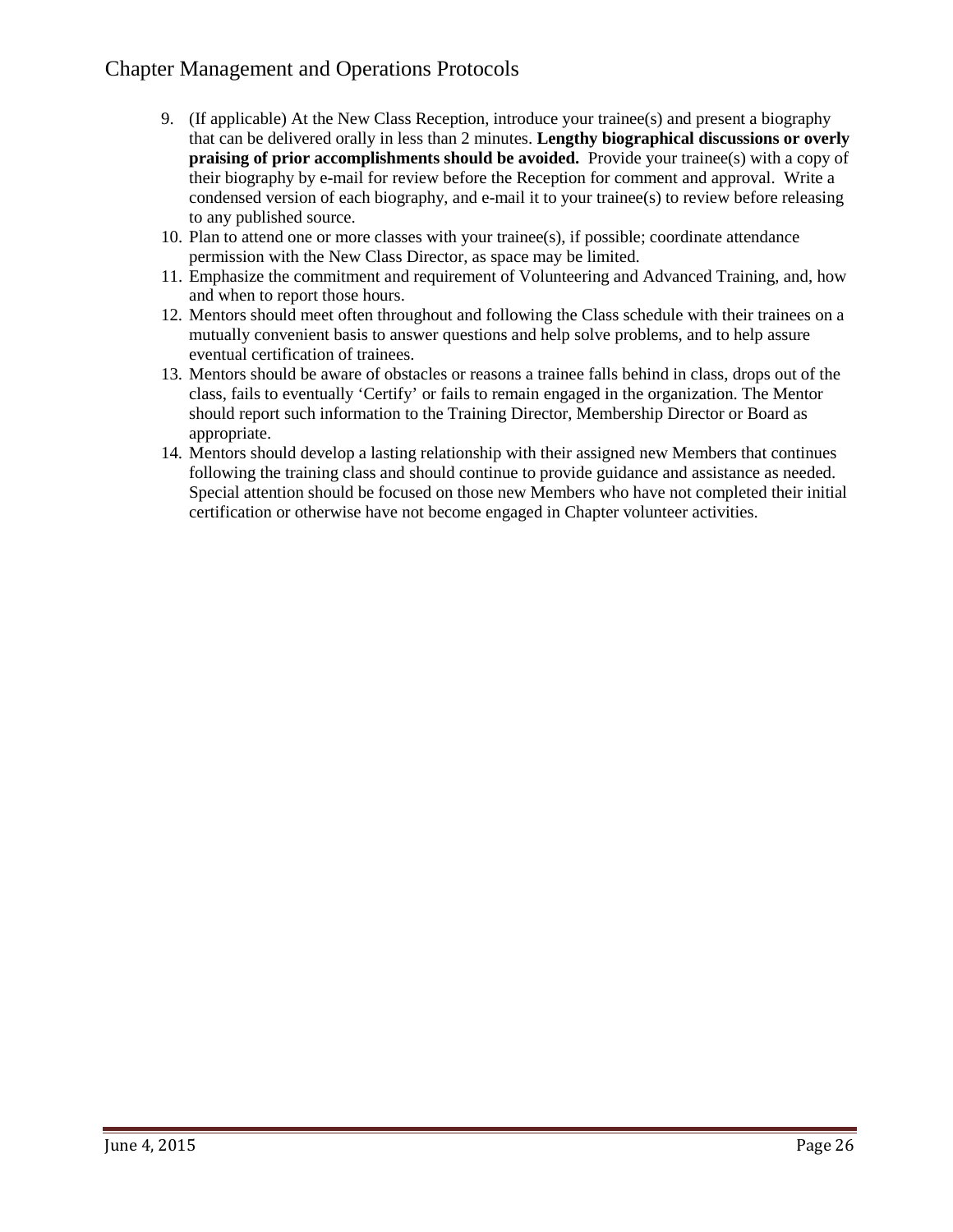9. (If applicable) At the New Class Reception, introduce your trainee(s) and present a biography that can be delivered orally in less than 2 minutes. **Lengthy biographical discussions or overly praising of prior accomplishments should be avoided.** Provide your trainee(s) with a copy of their biography by e-mail for review before the Reception for comment and approval. Write a condensed version of each biography, and e-mail it to your trainee(s) to review before releasing to any published source.
10. Plan to attend one or more classes with your trainee(s), if possible; coordinate attendance permission with the New Class Director, as space may be limited.
11. Emphasize the commitment and requirement of Volunteering and Advanced Training, and, how and when to report those hours.
12. Mentors should meet often throughout and following the Class schedule with their trainees on a mutually convenient basis to answer questions and help solve problems, and to help assure eventual certification of trainees.
13. Mentors should be aware of obstacles or reasons a trainee falls behind in class, drops out of the class, fails to eventually 'Certify' or fails to remain engaged in the organization. The Mentor should report such information to the Training Director, Membership Director or Board as appropriate.
14. Mentors should develop a lasting relationship with their assigned new Members that continues following the training class and should continue to provide guidance and assistance as needed. Special attention should be focused on those new Members who have not completed their initial certification or otherwise have not become engaged in Chapter volunteer activities.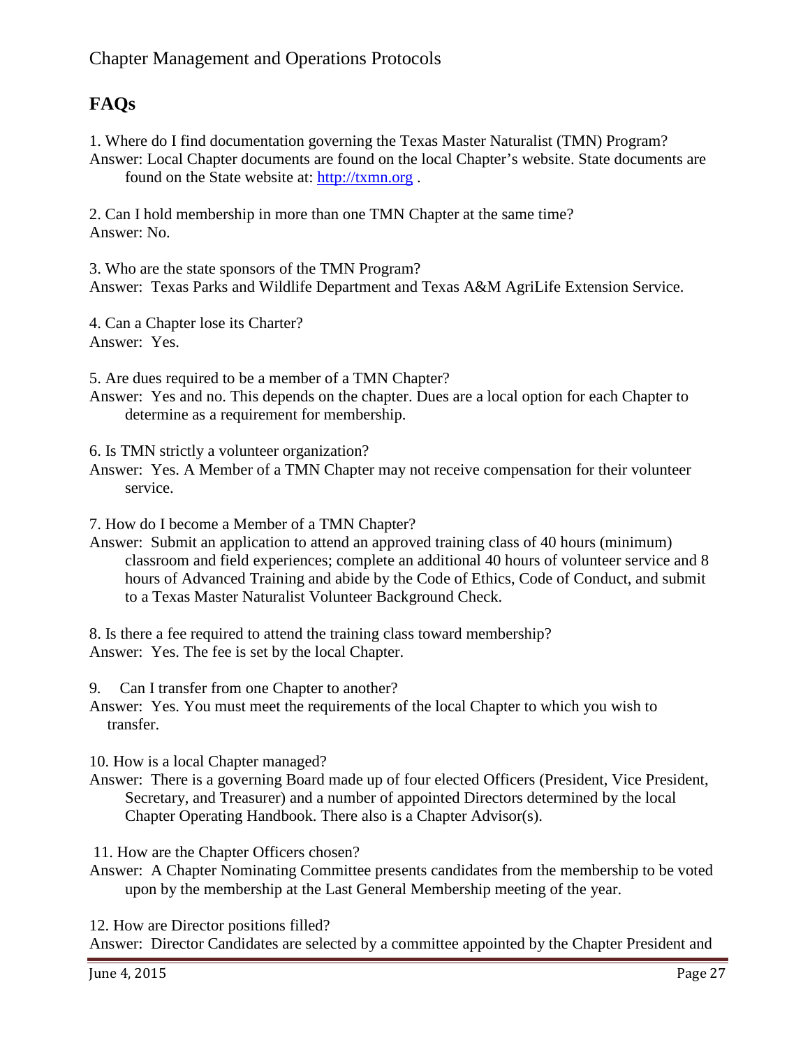## FAQs

1. Where do I find documentation governing the Texas Master Naturalist (TMN) Program?
Answer: Local Chapter documents are found on the local Chapter's website. State documents are found on the State website at: http://txmn.org .

2. Can I hold membership in more than one TMN Chapter at the same time?
Answer: No.

3. Who are the state sponsors of the TMN Program?
Answer: Texas Parks and Wildlife Department and Texas A&M AgriLife Extension Service.

4. Can a Chapter lose its Charter?
Answer: Yes.

5. Are dues required to be a member of a TMN Chapter?
Answer: Yes and no. This depends on the chapter. Dues are a local option for each Chapter to determine as a requirement for membership.

6. Is TMN strictly a volunteer organization?
Answer: Yes. A Member of a TMN Chapter may not receive compensation for their volunteer service.

7. How do I become a Member of a TMN Chapter?
Answer: Submit an application to attend an approved training class of 40 hours (minimum) classroom and field experiences; complete an additional 40 hours of volunteer service and 8 hours of Advanced Training and abide by the Code of Ethics, Code of Conduct, and submit to a Texas Master Naturalist Volunteer Background Check.

8. Is there a fee required to attend the training class toward membership?
Answer: Yes. The fee is set by the local Chapter.

9. Can I transfer from one Chapter to another?
Answer: Yes. You must meet the requirements of the local Chapter to which you wish to transfer.

10. How is a local Chapter managed?
Answer: There is a governing Board made up of four elected Officers (President, Vice President, Secretary, and Treasurer) and a number of appointed Directors determined by the local Chapter Operating Handbook. There also is a Chapter Advisor(s).

11. How are the Chapter Officers chosen?
Answer: A Chapter Nominating Committee presents candidates from the membership to be voted upon by the membership at the Last General Membership meeting of the year.

12. How are Director positions filled?
Answer: Director Candidates are selected by a committee appointed by the Chapter President and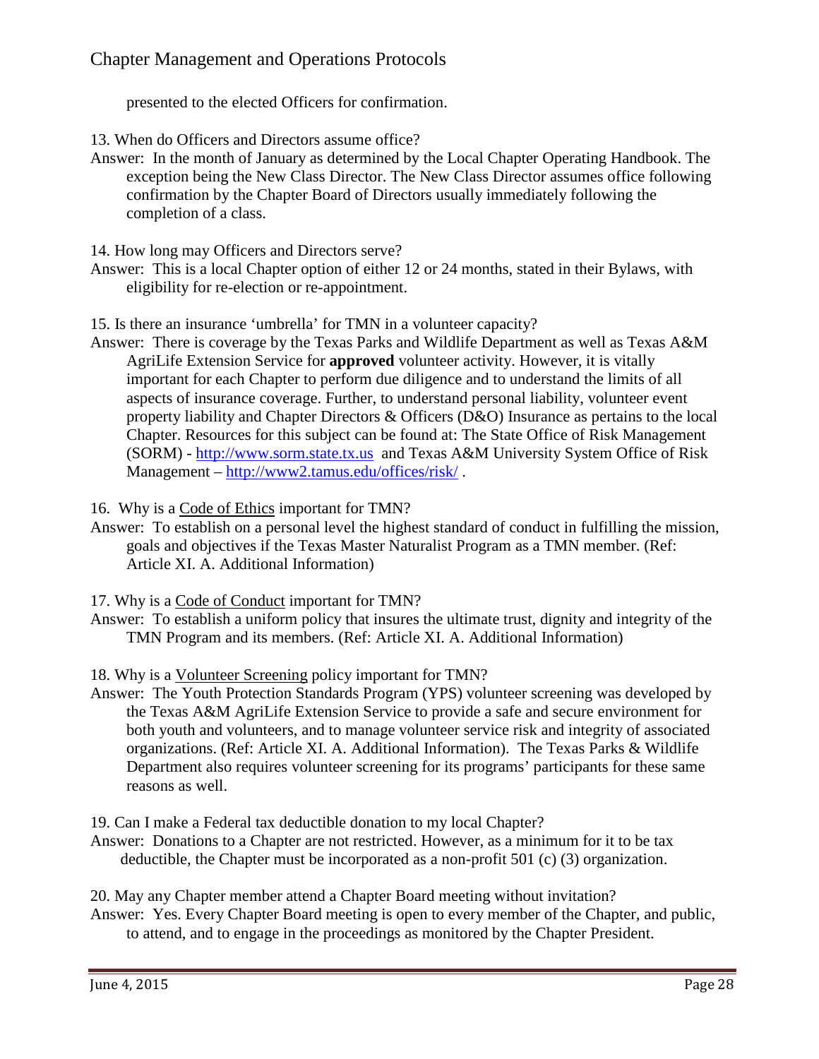presented to the elected Officers for confirmation.

13. When do Officers and Directors assume office?

Answer: In the month of January as determined by the Local Chapter Operating Handbook. The exception being the New Class Director. The New Class Director assumes office following confirmation by the Chapter Board of Directors usually immediately following the completion of a class.

14. How long may Officers and Directors serve?

Answer: This is a local Chapter option of either 12 or 24 months, stated in their Bylaws, with eligibility for re-election or re-appointment.

15. Is there an insurance 'umbrella' for TMN in a volunteer capacity?

Answer: There is coverage by the Texas Parks and Wildlife Department as well as Texas A&M AgriLife Extension Service for **approved** volunteer activity. However, it is vitally important for each Chapter to perform due diligence and to understand the limits of all aspects of insurance coverage. Further, to understand personal liability, volunteer event property liability and Chapter Directors & Officers (D&O) Insurance as pertains to the local Chapter. Resources for this subject can be found at: The State Office of Risk Management (SORM) - http://www.sorm.state.tx.us and Texas A&M University System Office of Risk Management – http://www2.tamus.edu/offices/risk/ .

16. Why is a Code of Ethics important for TMN?

Answer: To establish on a personal level the highest standard of conduct in fulfilling the mission, goals and objectives if the Texas Master Naturalist Program as a TMN member. (Ref: Article XI. A. Additional Information)

17. Why is a Code of Conduct important for TMN?

Answer: To establish a uniform policy that insures the ultimate trust, dignity and integrity of the TMN Program and its members. (Ref: Article XI. A. Additional Information)

18. Why is a Volunteer Screening policy important for TMN?

Answer: The Youth Protection Standards Program (YPS) volunteer screening was developed by the Texas A&M AgriLife Extension Service to provide a safe and secure environment for both youth and volunteers, and to manage volunteer service risk and integrity of associated organizations. (Ref: Article XI. A. Additional Information). The Texas Parks & Wildlife Department also requires volunteer screening for its programs' participants for these same reasons as well.

19. Can I make a Federal tax deductible donation to my local Chapter?

Answer: Donations to a Chapter are not restricted. However, as a minimum for it to be tax deductible, the Chapter must be incorporated as a non-profit 501 (c) (3) organization.

20. May any Chapter member attend a Chapter Board meeting without invitation?

Answer: Yes. Every Chapter Board meeting is open to every member of the Chapter, and public, to attend, and to engage in the proceedings as monitored by the Chapter President.